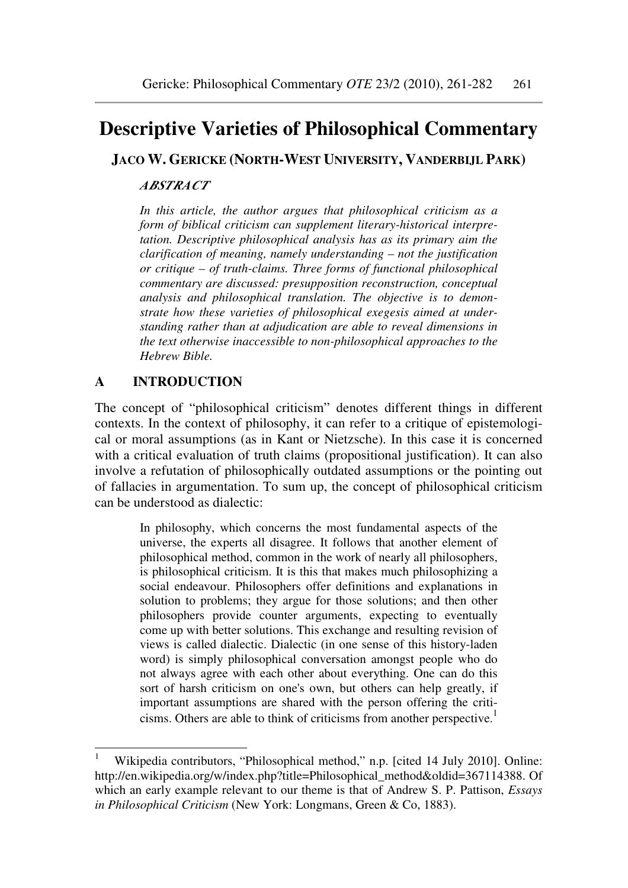# Descriptive Varieties of Philosophical Commentary

**JACO W. GERICKE (NORTH-WEST UNIVERSITY, VANDERBIJL PARK)**

***ABSTRACT***

*In this article, the author argues that philosophical criticism as a form of biblical criticism can supplement literary-historical interpretation. Descriptive philosophical analysis has as its primary aim the clarification of meaning, namely understanding – not the justification or critique – of truth-claims. Three forms of functional philosophical commentary are discussed: presupposition reconstruction, conceptual analysis and philosophical translation. The objective is to demonstrate how these varieties of philosophical exegesis aimed at understanding rather than at adjudication are able to reveal dimensions in the text otherwise inaccessible to non-philosophical approaches to the Hebrew Bible.*

## A INTRODUCTION

The concept of "philosophical criticism" denotes different things in different contexts. In the context of philosophy, it can refer to a critique of epistemological or moral assumptions (as in Kant or Nietzsche). In this case it is concerned with a critical evaluation of truth claims (propositional justification). It can also involve a refutation of philosophically outdated assumptions or the pointing out of fallacies in argumentation. To sum up, the concept of philosophical criticism can be understood as dialectic:

> In philosophy, which concerns the most fundamental aspects of the universe, the experts all disagree. It follows that another element of philosophical method, common in the work of nearly all philosophers, is philosophical criticism. It is this that makes much philosophizing a social endeavour. Philosophers offer definitions and explanations in solution to problems; they argue for those solutions; and then other philosophers provide counter arguments, expecting to eventually come up with better solutions. This exchange and resulting revision of views is called dialectic. Dialectic (in one sense of this history-laden word) is simply philosophical conversation amongst people who do not always agree with each other about everything. One can do this sort of harsh criticism on one's own, but others can help greatly, if important assumptions are shared with the person offering the criticisms. Others are able to think of criticisms from another perspective.[1]

---

[1] Wikipedia contributors, "Philosophical method," n.p. [cited 14 July 2010]. Online: http://en.wikipedia.org/w/index.php?title=Philosophical_method&oldid=367114388. Of which an early example relevant to our theme is that of Andrew S. P. Pattison, *Essays in Philosophical Criticism* (New York: Longmans, Green & Co, 1883).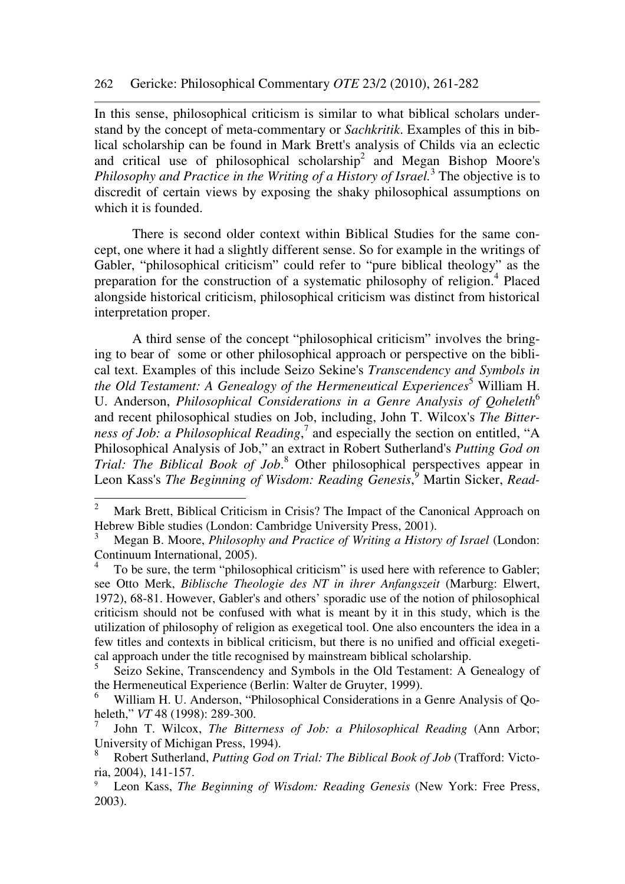In this sense, philosophical criticism is similar to what biblical scholars understand by the concept of meta-commentary or *Sachkritik*. Examples of this in biblical scholarship can be found in Mark Brett's analysis of Childs via an eclectic and critical use of philosophical scholarship[2] and Megan Bishop Moore's *Philosophy and Practice in the Writing of a History of Israel.*[3] The objective is to discredit of certain views by exposing the shaky philosophical assumptions on which it is founded.

There is second older context within Biblical Studies for the same concept, one where it had a slightly different sense. So for example in the writings of Gabler, "philosophical criticism" could refer to "pure biblical theology" as the preparation for the construction of a systematic philosophy of religion.[4] Placed alongside historical criticism, philosophical criticism was distinct from historical interpretation proper.

A third sense of the concept "philosophical criticism" involves the bringing to bear of some or other philosophical approach or perspective on the biblical text. Examples of this include Seizo Sekine's *Transcendency and Symbols in the Old Testament: A Genealogy of the Hermeneutical Experiences*[5] William H. U. Anderson, *Philosophical Considerations in a Genre Analysis of Qoheleth*[6] and recent philosophical studies on Job, including, John T. Wilcox's *The Bitterness of Job: a Philosophical Reading*,[7] and especially the section on entitled, "A Philosophical Analysis of Job," an extract in Robert Sutherland's *Putting God on Trial: The Biblical Book of Job*.[8] Other philosophical perspectives appear in Leon Kass's *The Beginning of Wisdom: Reading Genesis*,[9] Martin Sicker, *Read-*

---

[2] Mark Brett, Biblical Criticism in Crisis? The Impact of the Canonical Approach on Hebrew Bible studies (London: Cambridge University Press, 2001).

[3] Megan B. Moore, *Philosophy and Practice of Writing a History of Israel* (London: Continuum International, 2005).

[4] To be sure, the term "philosophical criticism" is used here with reference to Gabler; see Otto Merk, *Biblische Theologie des NT in ihrer Anfangszeit* (Marburg: Elwert, 1972), 68-81. However, Gabler's and others' sporadic use of the notion of philosophical criticism should not be confused with what is meant by it in this study, which is the utilization of philosophy of religion as exegetical tool. One also encounters the idea in a few titles and contexts in biblical criticism, but there is no unified and official exegetical approach under the title recognised by mainstream biblical scholarship.

[5] Seizo Sekine, Transcendency and Symbols in the Old Testament: A Genealogy of the Hermeneutical Experience (Berlin: Walter de Gruyter, 1999).

[6] William H. U. Anderson, "Philosophical Considerations in a Genre Analysis of Qoheleth," *VT* 48 (1998): 289-300.

[7] John T. Wilcox, *The Bitterness of Job: a Philosophical Reading* (Ann Arbor; University of Michigan Press, 1994).

[8] Robert Sutherland, *Putting God on Trial: The Biblical Book of Job* (Trafford: Victoria, 2004), 141-157.

[9] Leon Kass, *The Beginning of Wisdom: Reading Genesis* (New York: Free Press, 2003).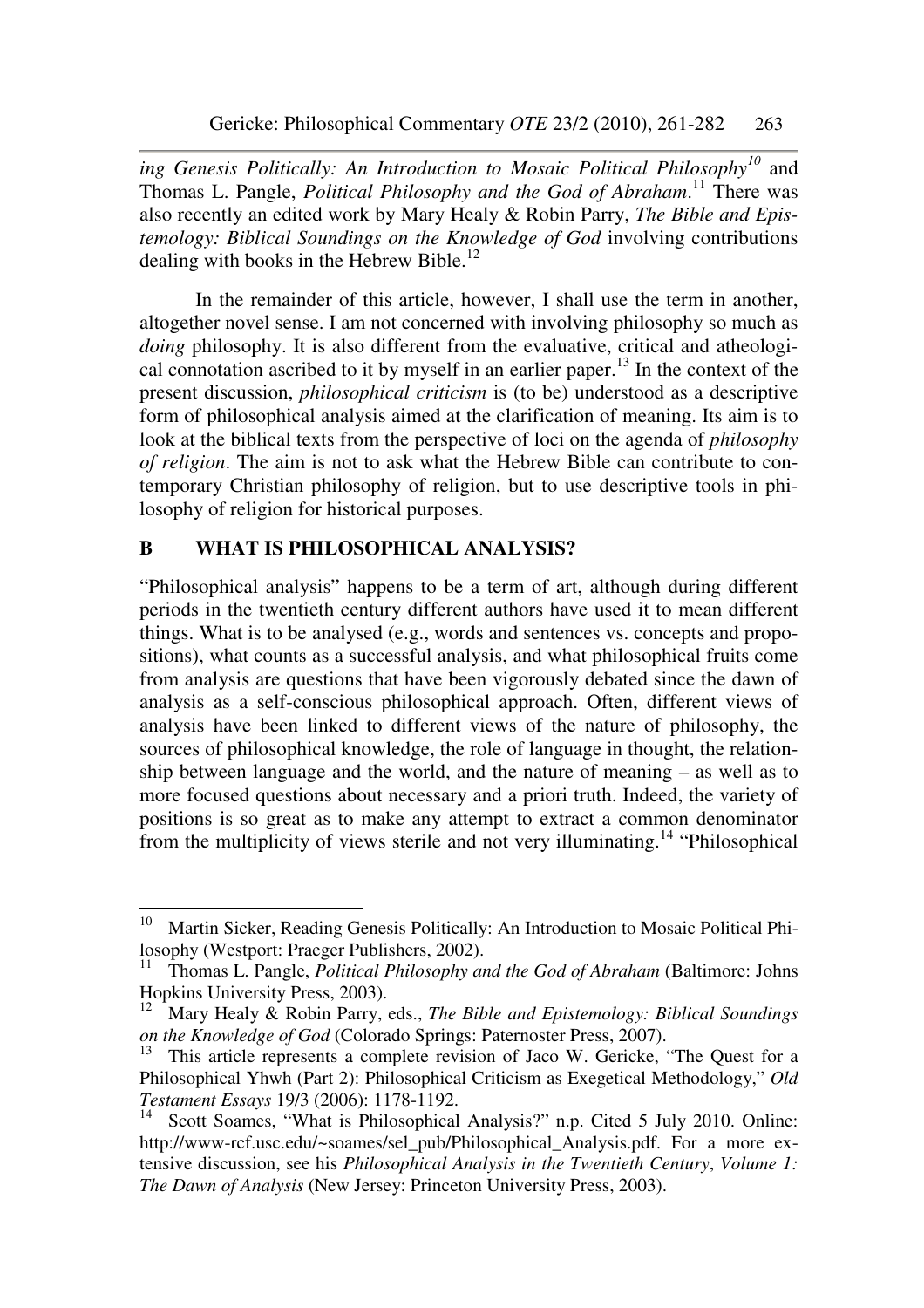*ing Genesis Politically: An Introduction to Mosaic Political Philosophy*[10] and Thomas L. Pangle, *Political Philosophy and the God of Abraham*.[11] There was also recently an edited work by Mary Healy & Robin Parry, *The Bible and Epistemology: Biblical Soundings on the Knowledge of God* involving contributions dealing with books in the Hebrew Bible.[12]

In the remainder of this article, however, I shall use the term in another, altogether novel sense. I am not concerned with involving philosophy so much as *doing* philosophy. It is also different from the evaluative, critical and atheological connotation ascribed to it by myself in an earlier paper.[13] In the context of the present discussion, *philosophical criticism* is (to be) understood as a descriptive form of philosophical analysis aimed at the clarification of meaning. Its aim is to look at the biblical texts from the perspective of loci on the agenda of *philosophy of religion*. The aim is not to ask what the Hebrew Bible can contribute to contemporary Christian philosophy of religion, but to use descriptive tools in philosophy of religion for historical purposes.

## B WHAT IS PHILOSOPHICAL ANALYSIS?

"Philosophical analysis" happens to be a term of art, although during different periods in the twentieth century different authors have used it to mean different things. What is to be analysed (e.g., words and sentences vs. concepts and propositions), what counts as a successful analysis, and what philosophical fruits come from analysis are questions that have been vigorously debated since the dawn of analysis as a self-conscious philosophical approach. Often, different views of analysis have been linked to different views of the nature of philosophy, the sources of philosophical knowledge, the role of language in thought, the relationship between language and the world, and the nature of meaning – as well as to more focused questions about necessary and a priori truth. Indeed, the variety of positions is so great as to make any attempt to extract a common denominator from the multiplicity of views sterile and not very illuminating.[14] "Philosophical

---

[10] Martin Sicker, Reading Genesis Politically: An Introduction to Mosaic Political Philosophy (Westport: Praeger Publishers, 2002).

[11] Thomas L. Pangle, *Political Philosophy and the God of Abraham* (Baltimore: Johns Hopkins University Press, 2003).

[12] Mary Healy & Robin Parry, eds., *The Bible and Epistemology: Biblical Soundings on the Knowledge of God* (Colorado Springs: Paternoster Press, 2007).

[13] This article represents a complete revision of Jaco W. Gericke, "The Quest for a Philosophical Yhwh (Part 2): Philosophical Criticism as Exegetical Methodology," *Old Testament Essays* 19/3 (2006): 1178-1192.

[14] Scott Soames, "What is Philosophical Analysis?" n.p. Cited 5 July 2010. Online: http://www-rcf.usc.edu/~soames/sel_pub/Philosophical_Analysis.pdf. For a more extensive discussion, see his *Philosophical Analysis in the Twentieth Century*, *Volume 1: The Dawn of Analysis* (New Jersey: Princeton University Press, 2003).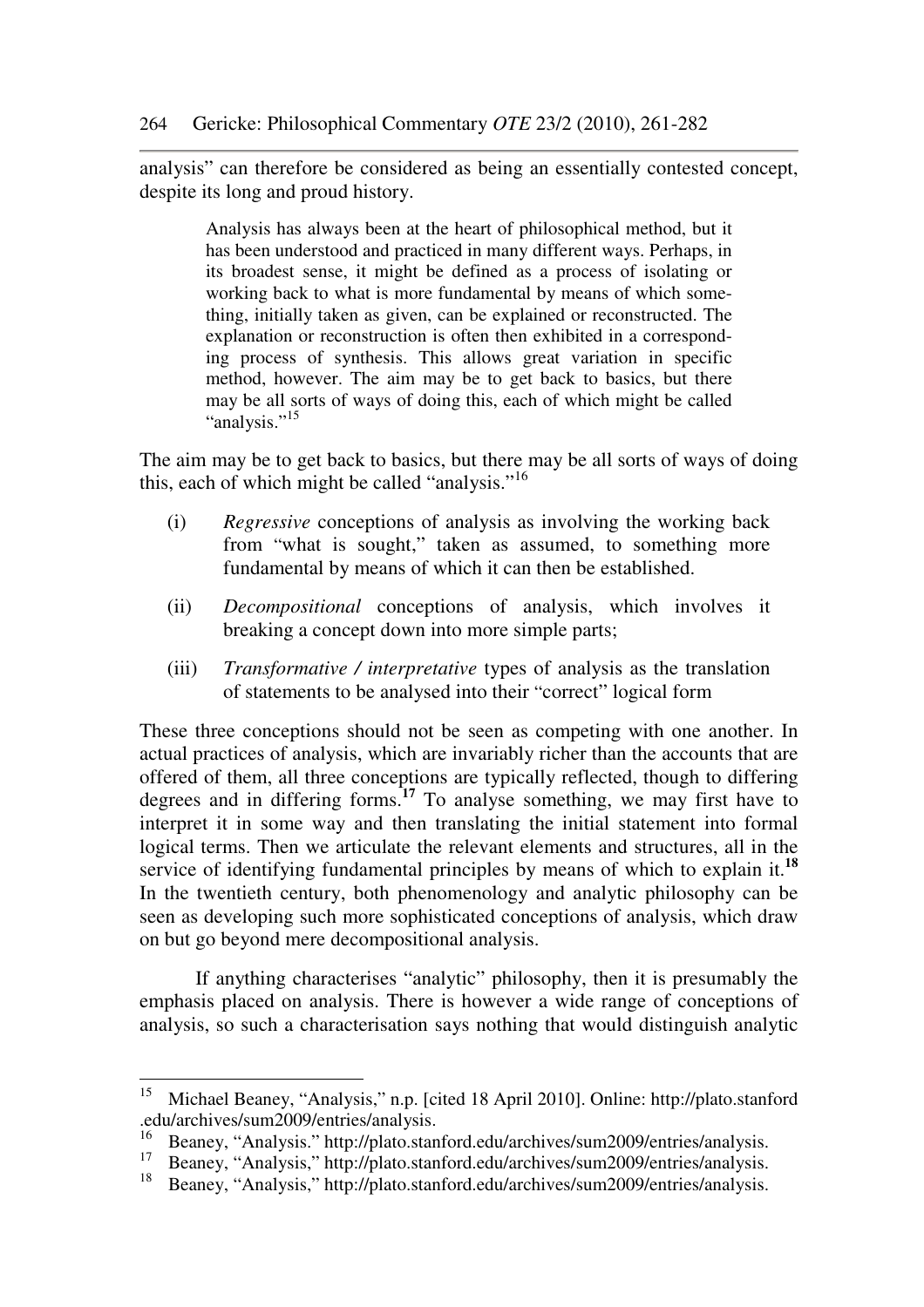analysis" can therefore be considered as being an essentially contested concept, despite its long and proud history.

> Analysis has always been at the heart of philosophical method, but it has been understood and practiced in many different ways. Perhaps, in its broadest sense, it might be defined as a process of isolating or working back to what is more fundamental by means of which something, initially taken as given, can be explained or reconstructed. The explanation or reconstruction is often then exhibited in a corresponding process of synthesis. This allows great variation in specific method, however. The aim may be to get back to basics, but there may be all sorts of ways of doing this, each of which might be called "analysis."[15]

The aim may be to get back to basics, but there may be all sorts of ways of doing this, each of which might be called "analysis."[16]

(i) *Regressive* conceptions of analysis as involving the working back from "what is sought," taken as assumed, to something more fundamental by means of which it can then be established.

(ii) *Decompositional* conceptions of analysis, which involves it breaking a concept down into more simple parts;

(iii) *Transformative / interpretative* types of analysis as the translation of statements to be analysed into their "correct" logical form

These three conceptions should not be seen as competing with one another. In actual practices of analysis, which are invariably richer than the accounts that are offered of them, all three conceptions are typically reflected, though to differing degrees and in differing forms.[17] To analyse something, we may first have to interpret it in some way and then translating the initial statement into formal logical terms. Then we articulate the relevant elements and structures, all in the service of identifying fundamental principles by means of which to explain it.[18] In the twentieth century, both phenomenology and analytic philosophy can be seen as developing such more sophisticated conceptions of analysis, which draw on but go beyond mere decompositional analysis.

If anything characterises "analytic" philosophy, then it is presumably the emphasis placed on analysis. There is however a wide range of conceptions of analysis, so such a characterisation says nothing that would distinguish analytic

---

[15] Michael Beaney, "Analysis," n.p. [cited 18 April 2010]. Online: http://plato.stanford.edu/archives/sum2009/entries/analysis.

[16] Beaney, "Analysis." http://plato.stanford.edu/archives/sum2009/entries/analysis.

[17] Beaney, "Analysis," http://plato.stanford.edu/archives/sum2009/entries/analysis.

[18] Beaney, "Analysis," http://plato.stanford.edu/archives/sum2009/entries/analysis.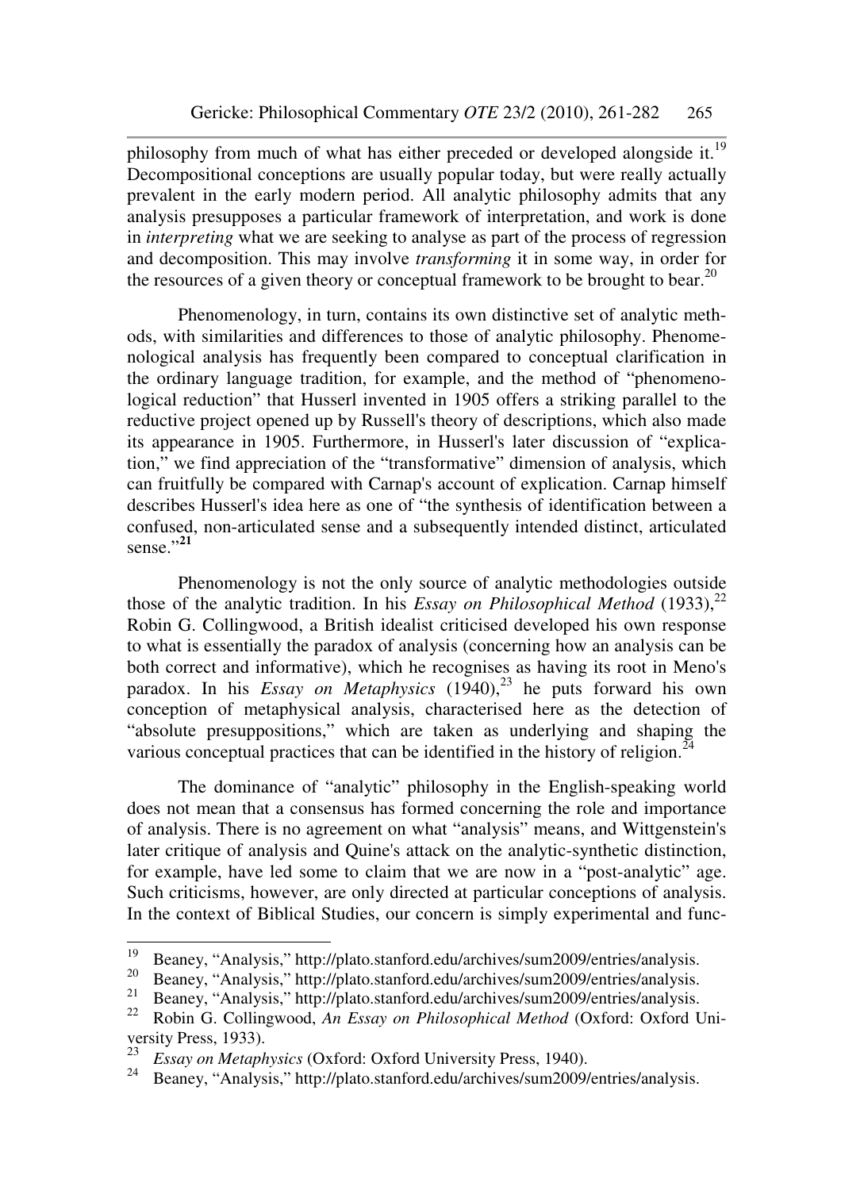philosophy from much of what has either preceded or developed alongside it.[19] Decompositional conceptions are usually popular today, but were really actually prevalent in the early modern period. All analytic philosophy admits that any analysis presupposes a particular framework of interpretation, and work is done in *interpreting* what we are seeking to analyse as part of the process of regression and decomposition. This may involve *transforming* it in some way, in order for the resources of a given theory or conceptual framework to be brought to bear.[20]

Phenomenology, in turn, contains its own distinctive set of analytic methods, with similarities and differences to those of analytic philosophy. Phenomenological analysis has frequently been compared to conceptual clarification in the ordinary language tradition, for example, and the method of "phenomenological reduction" that Husserl invented in 1905 offers a striking parallel to the reductive project opened up by Russell's theory of descriptions, which also made its appearance in 1905. Furthermore, in Husserl's later discussion of "explication," we find appreciation of the "transformative" dimension of analysis, which can fruitfully be compared with Carnap's account of explication. Carnap himself describes Husserl's idea here as one of "the synthesis of identification between a confused, non-articulated sense and a subsequently intended distinct, articulated sense."[21]

Phenomenology is not the only source of analytic methodologies outside those of the analytic tradition. In his *Essay on Philosophical Method* (1933),[22] Robin G. Collingwood, a British idealist criticised developed his own response to what is essentially the paradox of analysis (concerning how an analysis can be both correct and informative), which he recognises as having its root in Meno's paradox. In his *Essay on Metaphysics* (1940),[23] he puts forward his own conception of metaphysical analysis, characterised here as the detection of "absolute presuppositions," which are taken as underlying and shaping the various conceptual practices that can be identified in the history of religion.[24]

The dominance of "analytic" philosophy in the English-speaking world does not mean that a consensus has formed concerning the role and importance of analysis. There is no agreement on what "analysis" means, and Wittgenstein's later critique of analysis and Quine's attack on the analytic-synthetic distinction, for example, have led some to claim that we are now in a "post-analytic" age. Such criticisms, however, are only directed at particular conceptions of analysis. In the context of Biblical Studies, our concern is simply experimental and func-

---

[19] Beaney, "Analysis," http://plato.stanford.edu/archives/sum2009/entries/analysis.

[20] Beaney, "Analysis," http://plato.stanford.edu/archives/sum2009/entries/analysis.

[21] Beaney, "Analysis," http://plato.stanford.edu/archives/sum2009/entries/analysis.

[22] Robin G. Collingwood, *An Essay on Philosophical Method* (Oxford: Oxford University Press, 1933).

[23] *Essay on Metaphysics* (Oxford: Oxford University Press, 1940).

[24] Beaney, "Analysis," http://plato.stanford.edu/archives/sum2009/entries/analysis.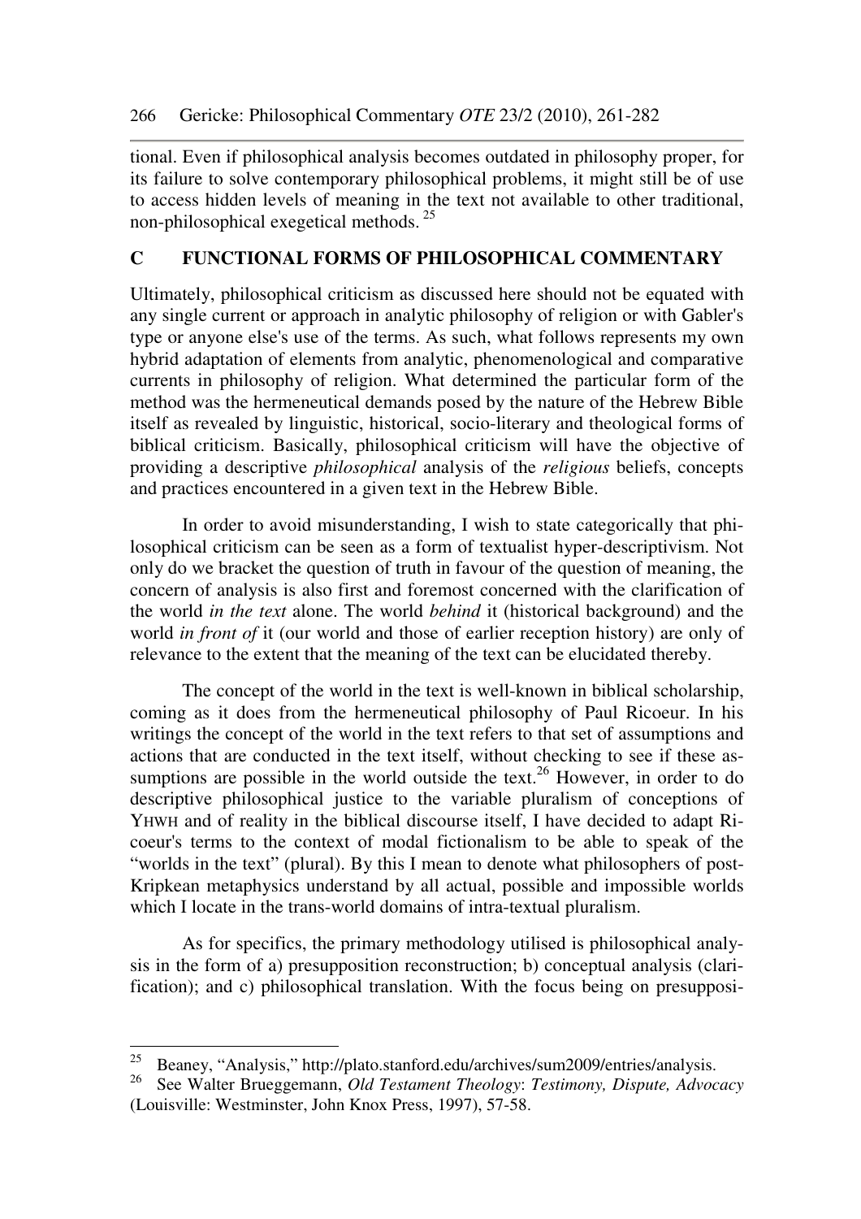tional. Even if philosophical analysis becomes outdated in philosophy proper, for its failure to solve contemporary philosophical problems, it might still be of use to access hidden levels of meaning in the text not available to other traditional, non-philosophical exegetical methods. [25]

## C FUNCTIONAL FORMS OF PHILOSOPHICAL COMMENTARY

Ultimately, philosophical criticism as discussed here should not be equated with any single current or approach in analytic philosophy of religion or with Gabler's type or anyone else's use of the terms. As such, what follows represents my own hybrid adaptation of elements from analytic, phenomenological and comparative currents in philosophy of religion. What determined the particular form of the method was the hermeneutical demands posed by the nature of the Hebrew Bible itself as revealed by linguistic, historical, socio-literary and theological forms of biblical criticism. Basically, philosophical criticism will have the objective of providing a descriptive *philosophical* analysis of the *religious* beliefs, concepts and practices encountered in a given text in the Hebrew Bible.

In order to avoid misunderstanding, I wish to state categorically that philosophical criticism can be seen as a form of textualist hyper-descriptivism. Not only do we bracket the question of truth in favour of the question of meaning, the concern of analysis is also first and foremost concerned with the clarification of the world *in the text* alone. The world *behind* it (historical background) and the world *in front of* it (our world and those of earlier reception history) are only of relevance to the extent that the meaning of the text can be elucidated thereby.

The concept of the world in the text is well-known in biblical scholarship, coming as it does from the hermeneutical philosophy of Paul Ricoeur. In his writings the concept of the world in the text refers to that set of assumptions and actions that are conducted in the text itself, without checking to see if these assumptions are possible in the world outside the text.[26] However, in order to do descriptive philosophical justice to the variable pluralism of conceptions of YHWH and of reality in the biblical discourse itself, I have decided to adapt Ricoeur's terms to the context of modal fictionalism to be able to speak of the "worlds in the text" (plural). By this I mean to denote what philosophers of post-Kripkean metaphysics understand by all actual, possible and impossible worlds which I locate in the trans-world domains of intra-textual pluralism.

As for specifics, the primary methodology utilised is philosophical analysis in the form of a) presupposition reconstruction; b) conceptual analysis (clarification); and c) philosophical translation. With the focus being on presupposi-

---

[25] Beaney, "Analysis," http://plato.stanford.edu/archives/sum2009/entries/analysis.

[26] See Walter Brueggemann, *Old Testament Theology*: *Testimony, Dispute, Advocacy* (Louisville: Westminster, John Knox Press, 1997), 57-58.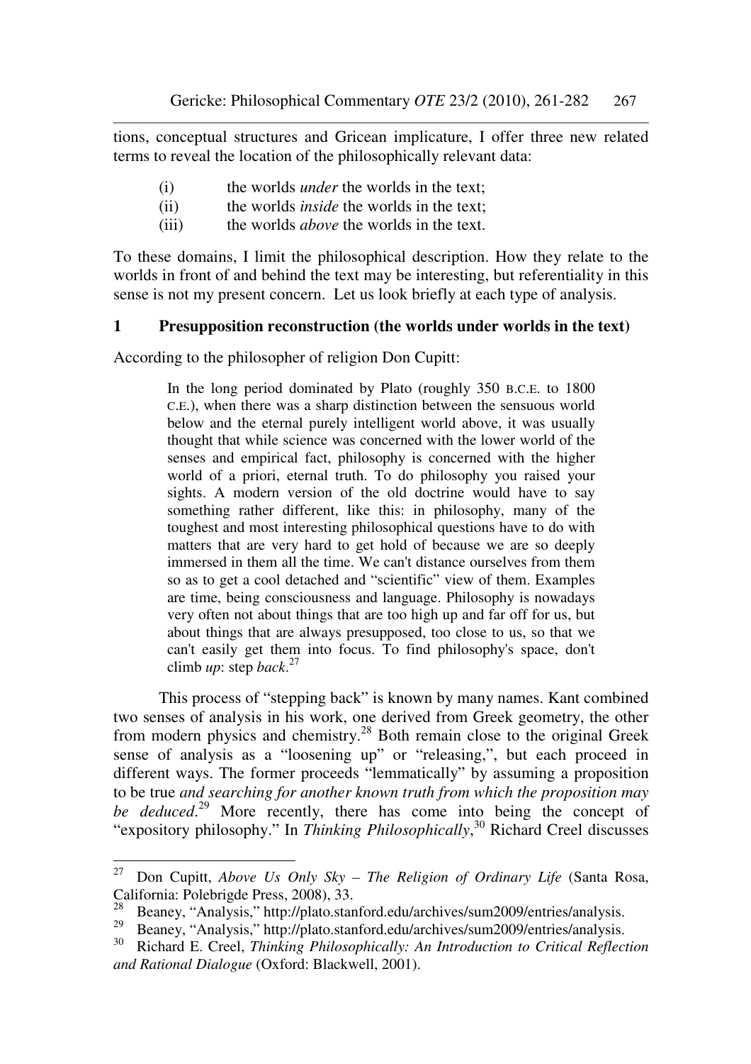tions, conceptual structures and Gricean implicature, I offer three new related terms to reveal the location of the philosophically relevant data:

(i) the worlds *under* the worlds in the text;
(ii) the worlds *inside* the worlds in the text;
(iii) the worlds *above* the worlds in the text.

To these domains, I limit the philosophical description. How they relate to the worlds in front of and behind the text may be interesting, but referentiality in this sense is not my present concern. Let us look briefly at each type of analysis.

## 1 Presupposition reconstruction (the worlds under worlds in the text)

According to the philosopher of religion Don Cupitt:

> In the long period dominated by Plato (roughly 350 B.C.E. to 1800 C.E.), when there was a sharp distinction between the sensuous world below and the eternal purely intelligent world above, it was usually thought that while science was concerned with the lower world of the senses and empirical fact, philosophy is concerned with the higher world of a priori, eternal truth. To do philosophy you raised your sights. A modern version of the old doctrine would have to say something rather different, like this: in philosophy, many of the toughest and most interesting philosophical questions have to do with matters that are very hard to get hold of because we are so deeply immersed in them all the time. We can't distance ourselves from them so as to get a cool detached and "scientific" view of them. Examples are time, being consciousness and language. Philosophy is nowadays very often not about things that are too high up and far off for us, but about things that are always presupposed, too close to us, so that we can't easily get them into focus. To find philosophy's space, don't climb *up*: step *back*.[27]

This process of "stepping back" is known by many names. Kant combined two senses of analysis in his work, one derived from Greek geometry, the other from modern physics and chemistry.[28] Both remain close to the original Greek sense of analysis as a "loosening up" or "releasing,", but each proceed in different ways. The former proceeds "lemmatically" by assuming a proposition to be true *and searching for another known truth from which the proposition may be deduced*.[29] More recently, there has come into being the concept of "expository philosophy." In *Thinking Philosophically*,[30] Richard Creel discusses

---

[27] Don Cupitt, *Above Us Only Sky – The Religion of Ordinary Life* (Santa Rosa, California: Polebrigde Press, 2008), 33.

[28] Beaney, "Analysis," http://plato.stanford.edu/archives/sum2009/entries/analysis.

[29] Beaney, "Analysis," http://plato.stanford.edu/archives/sum2009/entries/analysis.

[30] Richard E. Creel, *Thinking Philosophically: An Introduction to Critical Reflection and Rational Dialogue* (Oxford: Blackwell, 2001).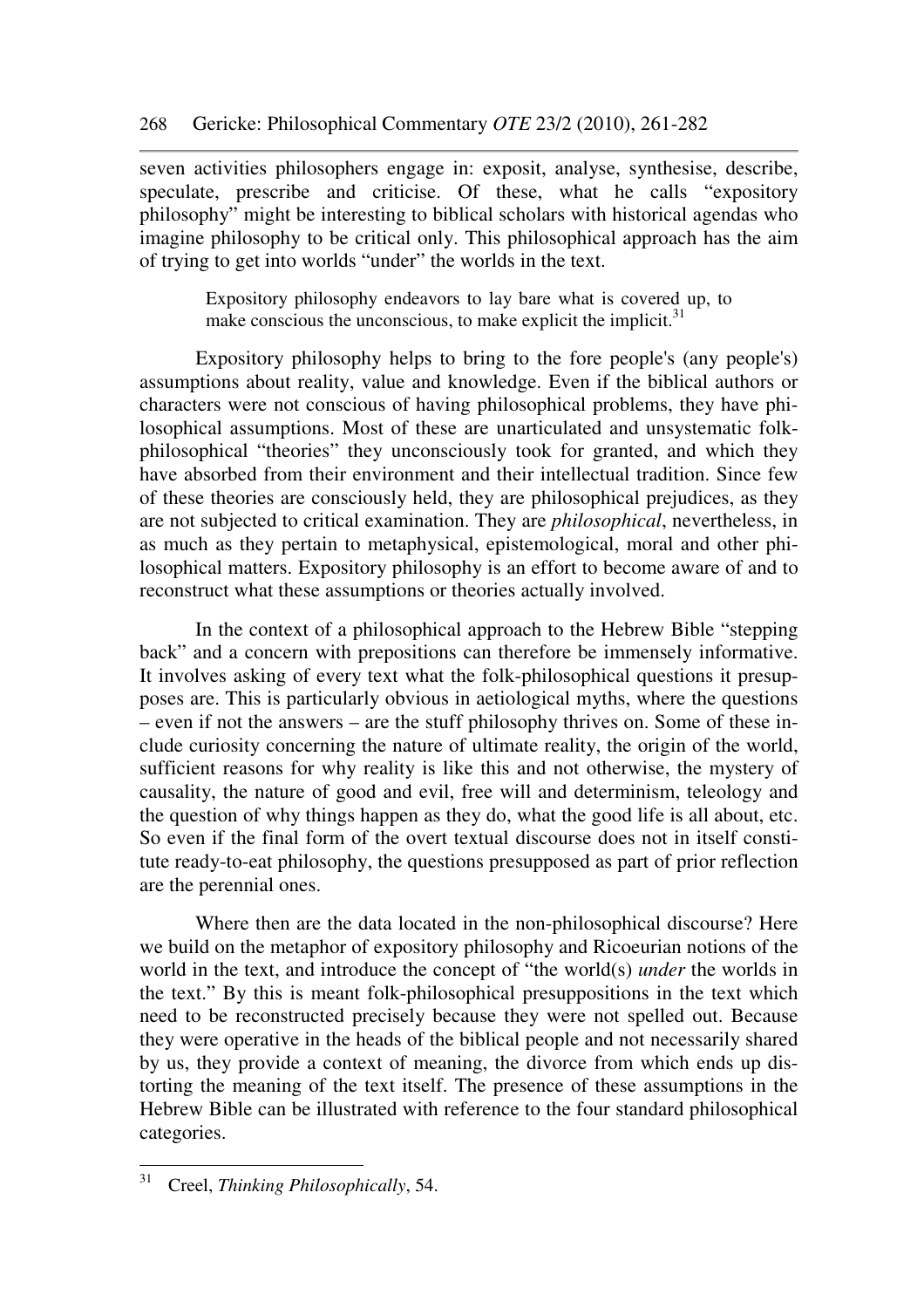seven activities philosophers engage in: exposit, analyse, synthesise, describe, speculate, prescribe and criticise. Of these, what he calls "expository philosophy" might be interesting to biblical scholars with historical agendas who imagine philosophy to be critical only. This philosophical approach has the aim of trying to get into worlds "under" the worlds in the text.

> Expository philosophy endeavors to lay bare what is covered up, to make conscious the unconscious, to make explicit the implicit.[31]

Expository philosophy helps to bring to the fore people's (any people's) assumptions about reality, value and knowledge. Even if the biblical authors or characters were not conscious of having philosophical problems, they have philosophical assumptions. Most of these are unarticulated and unsystematic folk-philosophical "theories" they unconsciously took for granted, and which they have absorbed from their environment and their intellectual tradition. Since few of these theories are consciously held, they are philosophical prejudices, as they are not subjected to critical examination. They are *philosophical*, nevertheless, in as much as they pertain to metaphysical, epistemological, moral and other philosophical matters. Expository philosophy is an effort to become aware of and to reconstruct what these assumptions or theories actually involved.

In the context of a philosophical approach to the Hebrew Bible "stepping back" and a concern with prepositions can therefore be immensely informative. It involves asking of every text what the folk-philosophical questions it presupposes are. This is particularly obvious in aetiological myths, where the questions – even if not the answers – are the stuff philosophy thrives on. Some of these include curiosity concerning the nature of ultimate reality, the origin of the world, sufficient reasons for why reality is like this and not otherwise, the mystery of causality, the nature of good and evil, free will and determinism, teleology and the question of why things happen as they do, what the good life is all about, etc. So even if the final form of the overt textual discourse does not in itself constitute ready-to-eat philosophy, the questions presupposed as part of prior reflection are the perennial ones.

Where then are the data located in the non-philosophical discourse? Here we build on the metaphor of expository philosophy and Ricoeurian notions of the world in the text, and introduce the concept of "the world(s) *under* the worlds in the text." By this is meant folk-philosophical presuppositions in the text which need to be reconstructed precisely because they were not spelled out. Because they were operative in the heads of the biblical people and not necessarily shared by us, they provide a context of meaning, the divorce from which ends up distorting the meaning of the text itself. The presence of these assumptions in the Hebrew Bible can be illustrated with reference to the four standard philosophical categories.

---

[31] Creel, *Thinking Philosophically*, 54.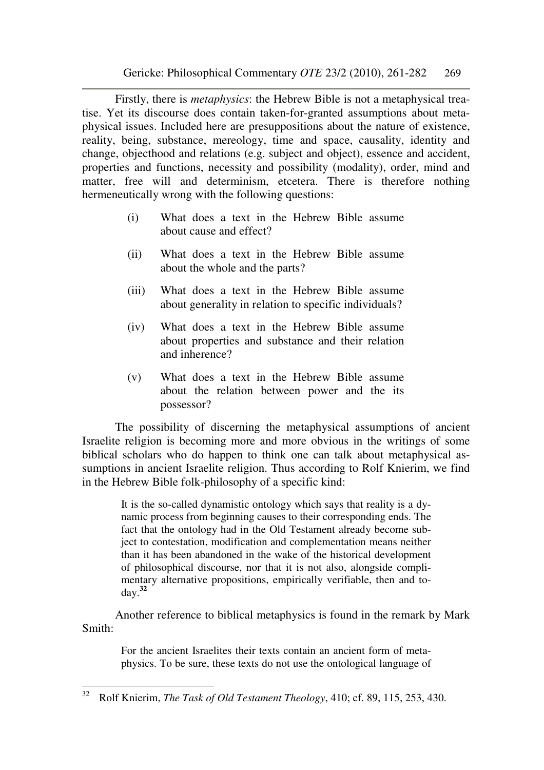Firstly, there is *metaphysics*: the Hebrew Bible is not a metaphysical treatise. Yet its discourse does contain taken-for-granted assumptions about metaphysical issues. Included here are presuppositions about the nature of existence, reality, being, substance, mereology, time and space, causality, identity and change, objecthood and relations (e.g. subject and object), essence and accident, properties and functions, necessity and possibility (modality), order, mind and matter, free will and determinism, etcetera. There is therefore nothing hermeneutically wrong with the following questions:

(i) What does a text in the Hebrew Bible assume about cause and effect?

(ii) What does a text in the Hebrew Bible assume about the whole and the parts?

(iii) What does a text in the Hebrew Bible assume about generality in relation to specific individuals?

(iv) What does a text in the Hebrew Bible assume about properties and substance and their relation and inherence?

(v) What does a text in the Hebrew Bible assume about the relation between power and the its possessor?

The possibility of discerning the metaphysical assumptions of ancient Israelite religion is becoming more and more obvious in the writings of some biblical scholars who do happen to think one can talk about metaphysical assumptions in ancient Israelite religion. Thus according to Rolf Knierim, we find in the Hebrew Bible folk-philosophy of a specific kind:

> It is the so-called dynamistic ontology which says that reality is a dynamic process from beginning causes to their corresponding ends. The fact that the ontology had in the Old Testament already become subject to contestation, modification and complementation means neither than it has been abandoned in the wake of the historical development of philosophical discourse, nor that it is not also, alongside complimentary alternative propositions, empirically verifiable, then and today.[32]

Another reference to biblical metaphysics is found in the remark by Mark Smith:

> For the ancient Israelites their texts contain an ancient form of metaphysics. To be sure, these texts do not use the ontological language of

---

[32] Rolf Knierim, *The Task of Old Testament Theology*, 410; cf. 89, 115, 253, 430.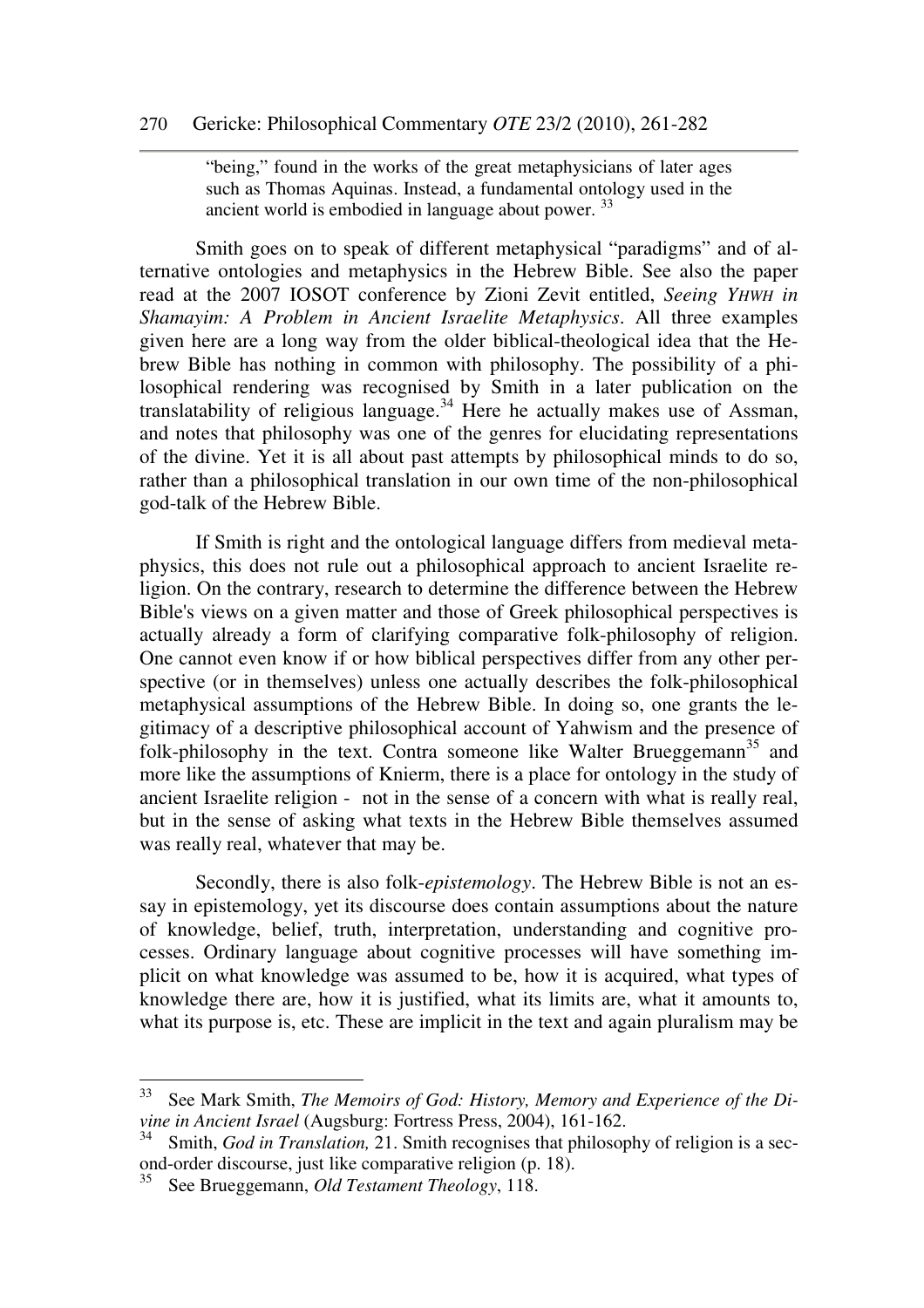> "being," found in the works of the great metaphysicians of later ages such as Thomas Aquinas. Instead, a fundamental ontology used in the ancient world is embodied in language about power. [33]

Smith goes on to speak of different metaphysical "paradigms" and of alternative ontologies and metaphysics in the Hebrew Bible. See also the paper read at the 2007 IOSOT conference by Zioni Zevit entitled, *Seeing YHWH in Shamayim: A Problem in Ancient Israelite Metaphysics*. All three examples given here are a long way from the older biblical-theological idea that the Hebrew Bible has nothing in common with philosophy. The possibility of a philosophical rendering was recognised by Smith in a later publication on the translatability of religious language.[34] Here he actually makes use of Assman, and notes that philosophy was one of the genres for elucidating representations of the divine. Yet it is all about past attempts by philosophical minds to do so, rather than a philosophical translation in our own time of the non-philosophical god-talk of the Hebrew Bible.

If Smith is right and the ontological language differs from medieval metaphysics, this does not rule out a philosophical approach to ancient Israelite religion. On the contrary, research to determine the difference between the Hebrew Bible's views on a given matter and those of Greek philosophical perspectives is actually already a form of clarifying comparative folk-philosophy of religion. One cannot even know if or how biblical perspectives differ from any other perspective (or in themselves) unless one actually describes the folk-philosophical metaphysical assumptions of the Hebrew Bible. In doing so, one grants the legitimacy of a descriptive philosophical account of Yahwism and the presence of folk-philosophy in the text. Contra someone like Walter Brueggemann[35] and more like the assumptions of Knierm, there is a place for ontology in the study of ancient Israelite religion - not in the sense of a concern with what is really real, but in the sense of asking what texts in the Hebrew Bible themselves assumed was really real, whatever that may be.

Secondly, there is also folk-*epistemology*. The Hebrew Bible is not an essay in epistemology, yet its discourse does contain assumptions about the nature of knowledge, belief, truth, interpretation, understanding and cognitive processes. Ordinary language about cognitive processes will have something implicit on what knowledge was assumed to be, how it is acquired, what types of knowledge there are, how it is justified, what its limits are, what it amounts to, what its purpose is, etc. These are implicit in the text and again pluralism may be

---

[33] See Mark Smith, *The Memoirs of God: History, Memory and Experience of the Divine in Ancient Israel* (Augsburg: Fortress Press, 2004), 161-162.

[34] Smith, *God in Translation,* 21. Smith recognises that philosophy of religion is a second-order discourse, just like comparative religion (p. 18).

[35] See Brueggemann, *Old Testament Theology*, 118.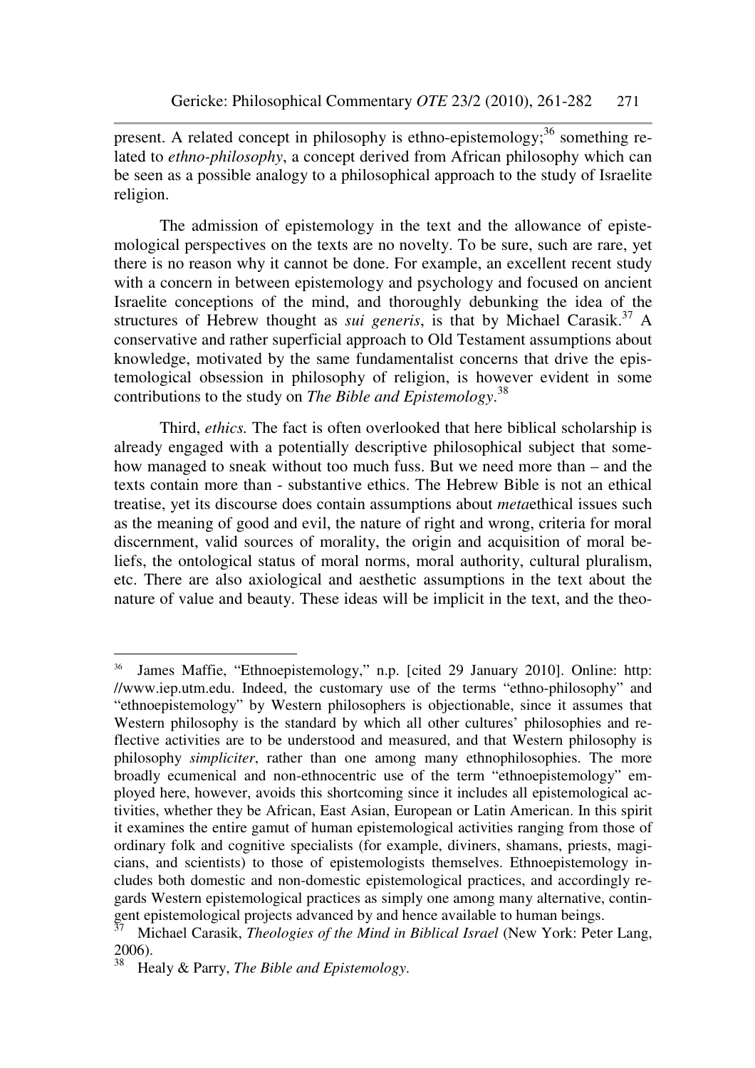present. A related concept in philosophy is ethno-epistemology;[36] something related to *ethno-philosophy*, a concept derived from African philosophy which can be seen as a possible analogy to a philosophical approach to the study of Israelite religion.

The admission of epistemology in the text and the allowance of epistemological perspectives on the texts are no novelty. To be sure, such are rare, yet there is no reason why it cannot be done. For example, an excellent recent study with a concern in between epistemology and psychology and focused on ancient Israelite conceptions of the mind, and thoroughly debunking the idea of the structures of Hebrew thought as *sui generis*, is that by Michael Carasik.[37] A conservative and rather superficial approach to Old Testament assumptions about knowledge, motivated by the same fundamentalist concerns that drive the epistemological obsession in philosophy of religion, is however evident in some contributions to the study on *The Bible and Epistemology*.[38]

Third, *ethics.* The fact is often overlooked that here biblical scholarship is already engaged with a potentially descriptive philosophical subject that somehow managed to sneak without too much fuss. But we need more than – and the texts contain more than - substantive ethics. The Hebrew Bible is not an ethical treatise, yet its discourse does contain assumptions about *meta*ethical issues such as the meaning of good and evil, the nature of right and wrong, criteria for moral discernment, valid sources of morality, the origin and acquisition of moral beliefs, the ontological status of moral norms, moral authority, cultural pluralism, etc. There are also axiological and aesthetic assumptions in the text about the nature of value and beauty. These ideas will be implicit in the text, and the theo-

---

[36] James Maffie, "Ethnoepistemology," n.p. [cited 29 January 2010]. Online: http://www.iep.utm.edu. Indeed, the customary use of the terms "ethno-philosophy" and "ethnoepistemology" by Western philosophers is objectionable, since it assumes that Western philosophy is the standard by which all other cultures' philosophies and reflective activities are to be understood and measured, and that Western philosophy is philosophy *simpliciter*, rather than one among many ethnophilosophies. The more broadly ecumenical and non-ethnocentric use of the term "ethnoepistemology" employed here, however, avoids this shortcoming since it includes all epistemological activities, whether they be African, East Asian, European or Latin American. In this spirit it examines the entire gamut of human epistemological activities ranging from those of ordinary folk and cognitive specialists (for example, diviners, shamans, priests, magicians, and scientists) to those of epistemologists themselves. Ethnoepistemology includes both domestic and non-domestic epistemological practices, and accordingly regards Western epistemological practices as simply one among many alternative, contingent epistemological projects advanced by and hence available to human beings.

[37] Michael Carasik, *Theologies of the Mind in Biblical Israel* (New York: Peter Lang, 2006).

[38] Healy & Parry, *The Bible and Epistemology*.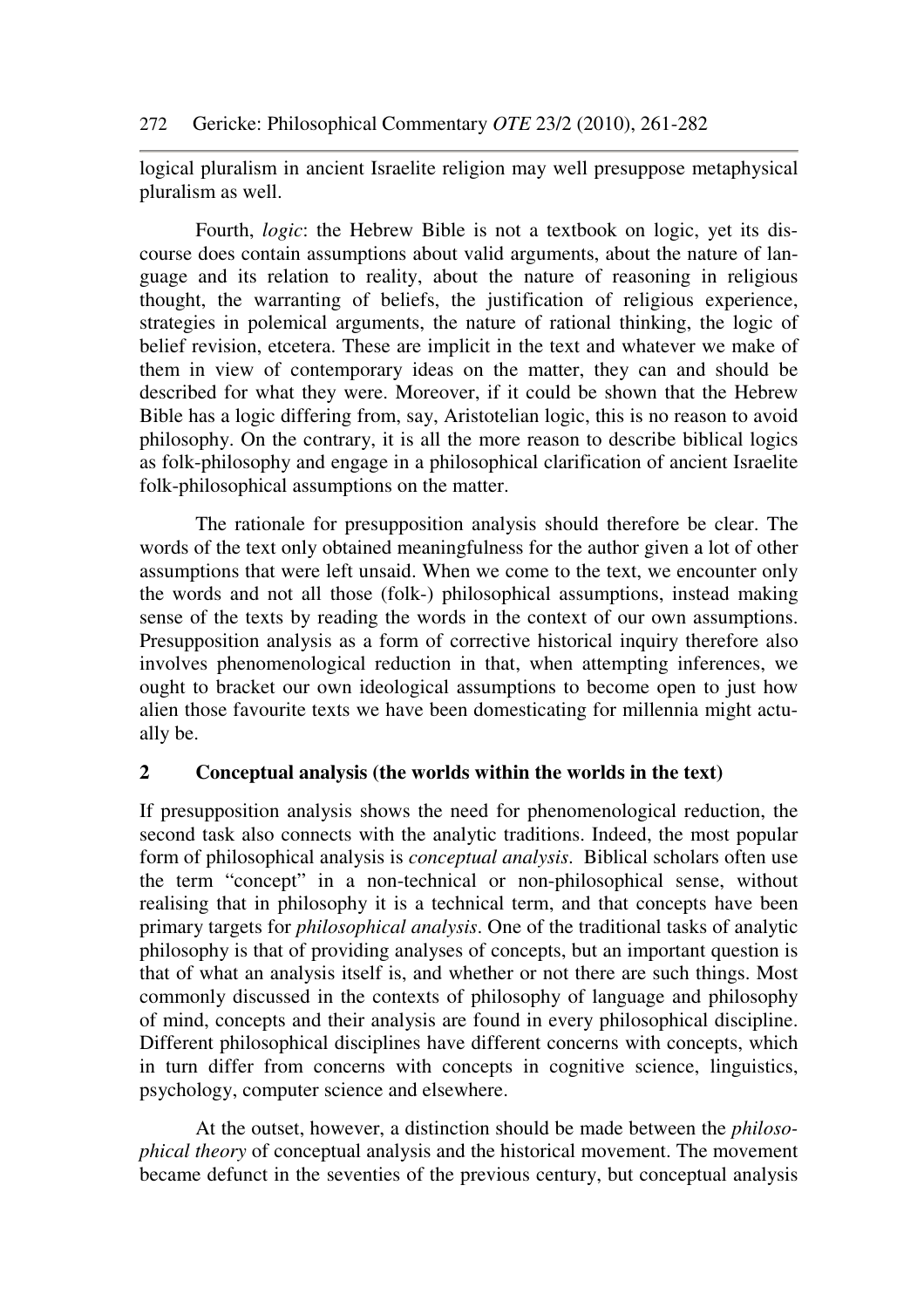logical pluralism in ancient Israelite religion may well presuppose metaphysical pluralism as well.

Fourth, *logic*: the Hebrew Bible is not a textbook on logic, yet its discourse does contain assumptions about valid arguments, about the nature of language and its relation to reality, about the nature of reasoning in religious thought, the warranting of beliefs, the justification of religious experience, strategies in polemical arguments, the nature of rational thinking, the logic of belief revision, etcetera. These are implicit in the text and whatever we make of them in view of contemporary ideas on the matter, they can and should be described for what they were. Moreover, if it could be shown that the Hebrew Bible has a logic differing from, say, Aristotelian logic, this is no reason to avoid philosophy. On the contrary, it is all the more reason to describe biblical logics as folk-philosophy and engage in a philosophical clarification of ancient Israelite folk-philosophical assumptions on the matter.

The rationale for presupposition analysis should therefore be clear. The words of the text only obtained meaningfulness for the author given a lot of other assumptions that were left unsaid. When we come to the text, we encounter only the words and not all those (folk-) philosophical assumptions, instead making sense of the texts by reading the words in the context of our own assumptions. Presupposition analysis as a form of corrective historical inquiry therefore also involves phenomenological reduction in that, when attempting inferences, we ought to bracket our own ideological assumptions to become open to just how alien those favourite texts we have been domesticating for millennia might actually be.

## 2 Conceptual analysis (the worlds within the worlds in the text)

If presupposition analysis shows the need for phenomenological reduction, the second task also connects with the analytic traditions. Indeed, the most popular form of philosophical analysis is *conceptual analysis*. Biblical scholars often use the term "concept" in a non-technical or non-philosophical sense, without realising that in philosophy it is a technical term, and that concepts have been primary targets for *philosophical analysis*. One of the traditional tasks of analytic philosophy is that of providing analyses of concepts, but an important question is that of what an analysis itself is, and whether or not there are such things. Most commonly discussed in the contexts of philosophy of language and philosophy of mind, concepts and their analysis are found in every philosophical discipline. Different philosophical disciplines have different concerns with concepts, which in turn differ from concerns with concepts in cognitive science, linguistics, psychology, computer science and elsewhere.

At the outset, however, a distinction should be made between the *philosophical theory* of conceptual analysis and the historical movement. The movement became defunct in the seventies of the previous century, but conceptual analysis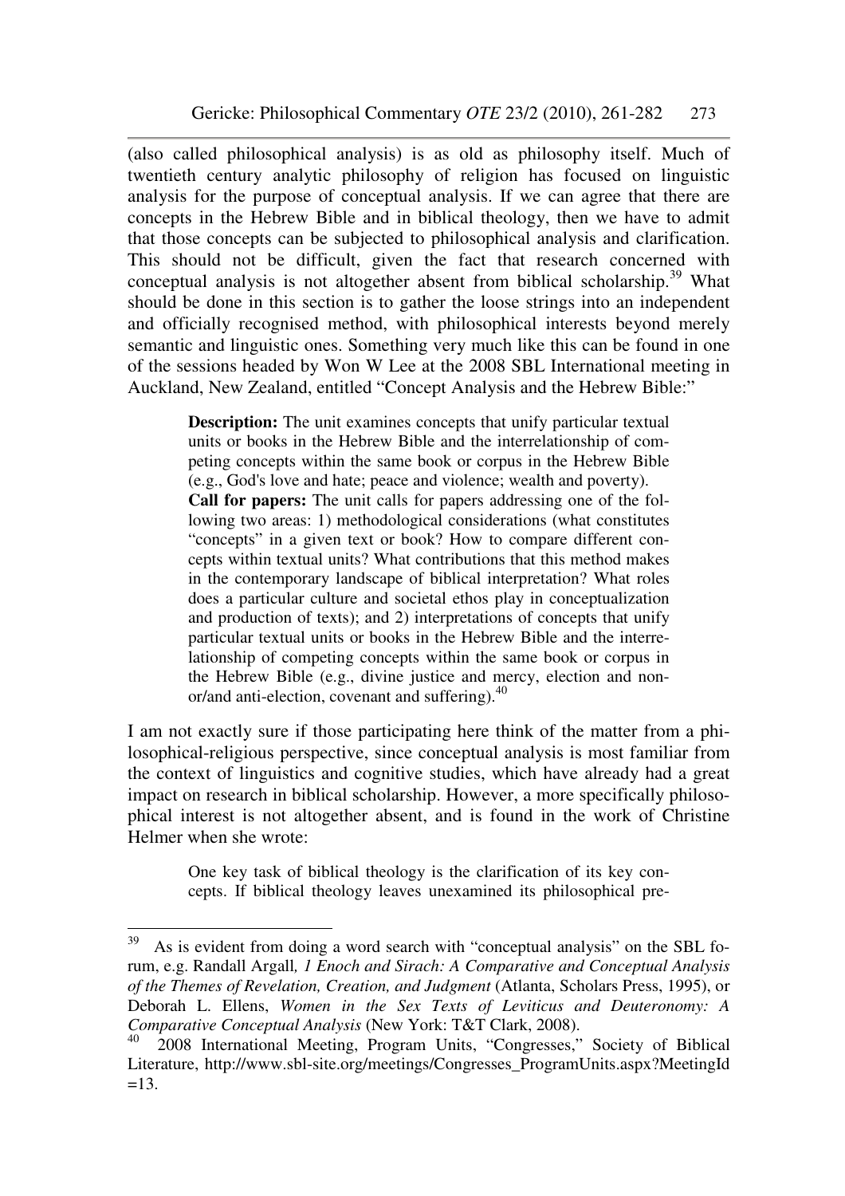(also called philosophical analysis) is as old as philosophy itself. Much of twentieth century analytic philosophy of religion has focused on linguistic analysis for the purpose of conceptual analysis. If we can agree that there are concepts in the Hebrew Bible and in biblical theology, then we have to admit that those concepts can be subjected to philosophical analysis and clarification. This should not be difficult, given the fact that research concerned with conceptual analysis is not altogether absent from biblical scholarship.[39] What should be done in this section is to gather the loose strings into an independent and officially recognised method, with philosophical interests beyond merely semantic and linguistic ones. Something very much like this can be found in one of the sessions headed by Won W Lee at the 2008 SBL International meeting in Auckland, New Zealand, entitled "Concept Analysis and the Hebrew Bible:"

> **Description:** The unit examines concepts that unify particular textual units or books in the Hebrew Bible and the interrelationship of competing concepts within the same book or corpus in the Hebrew Bible (e.g., God's love and hate; peace and violence; wealth and poverty).
> **Call for papers:** The unit calls for papers addressing one of the following two areas: 1) methodological considerations (what constitutes "concepts" in a given text or book? How to compare different concepts within textual units? What contributions that this method makes in the contemporary landscape of biblical interpretation? What roles does a particular culture and societal ethos play in conceptualization and production of texts); and 2) interpretations of concepts that unify particular textual units or books in the Hebrew Bible and the interrelationship of competing concepts within the same book or corpus in the Hebrew Bible (e.g., divine justice and mercy, election and non-or/and anti-election, covenant and suffering).[40]

I am not exactly sure if those participating here think of the matter from a philosophical-religious perspective, since conceptual analysis is most familiar from the context of linguistics and cognitive studies, which have already had a great impact on research in biblical scholarship. However, a more specifically philosophical interest is not altogether absent, and is found in the work of Christine Helmer when she wrote:

> One key task of biblical theology is the clarification of its key concepts. If biblical theology leaves unexamined its philosophical pre-

---

[39] As is evident from doing a word search with "conceptual analysis" on the SBL forum, e.g. Randall Argall*, 1 Enoch and Sirach: A Comparative and Conceptual Analysis of the Themes of Revelation, Creation, and Judgment* (Atlanta, Scholars Press, 1995), or Deborah L. Ellens, *Women in the Sex Texts of Leviticus and Deuteronomy: A Comparative Conceptual Analysis* (New York: T&T Clark, 2008).

[40] 2008 International Meeting, Program Units, "Congresses," Society of Biblical Literature, http://www.sbl-site.org/meetings/Congresses_ProgramUnits.aspx?MeetingId=13.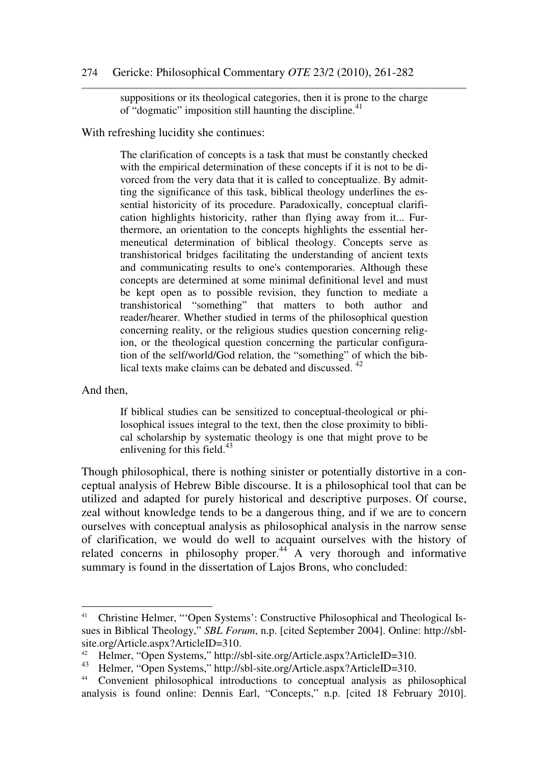> suppositions or its theological categories, then it is prone to the charge of "dogmatic" imposition still haunting the discipline.[41]

With refreshing lucidity she continues:

> The clarification of concepts is a task that must be constantly checked with the empirical determination of these concepts if it is not to be divorced from the very data that it is called to conceptualize. By admitting the significance of this task, biblical theology underlines the essential historicity of its procedure. Paradoxically, conceptual clarification highlights historicity, rather than flying away from it... Furthermore, an orientation to the concepts highlights the essential hermeneutical determination of biblical theology. Concepts serve as transhistorical bridges facilitating the understanding of ancient texts and communicating results to one's contemporaries. Although these concepts are determined at some minimal definitional level and must be kept open as to possible revision, they function to mediate a transhistorical "something" that matters to both author and reader/hearer. Whether studied in terms of the philosophical question concerning reality, or the religious studies question concerning religion, or the theological question concerning the particular configuration of the self/world/God relation, the "something" of which the biblical texts make claims can be debated and discussed.[42]

And then,

> If biblical studies can be sensitized to conceptual-theological or philosophical issues integral to the text, then the close proximity to biblical scholarship by systematic theology is one that might prove to be enlivening for this field.[43]

Though philosophical, there is nothing sinister or potentially distortive in a conceptual analysis of Hebrew Bible discourse. It is a philosophical tool that can be utilized and adapted for purely historical and descriptive purposes. Of course, zeal without knowledge tends to be a dangerous thing, and if we are to concern ourselves with conceptual analysis as philosophical analysis in the narrow sense of clarification, we would do well to acquaint ourselves with the history of related concerns in philosophy proper.[44] A very thorough and informative summary is found in the dissertation of Lajos Brons, who concluded:

---

[41] Christine Helmer, "'Open Systems': Constructive Philosophical and Theological Issues in Biblical Theology," *SBL Forum*, n.p. [cited September 2004]. Online: http://sbl-site.org/Article.aspx?ArticleID=310.

[42] Helmer, "Open Systems," http://sbl-site.org/Article.aspx?ArticleID=310.

[43] Helmer, "Open Systems," http://sbl-site.org/Article.aspx?ArticleID=310.

[44] Convenient philosophical introductions to conceptual analysis as philosophical analysis is found online: Dennis Earl, "Concepts," n.p. [cited 18 February 2010].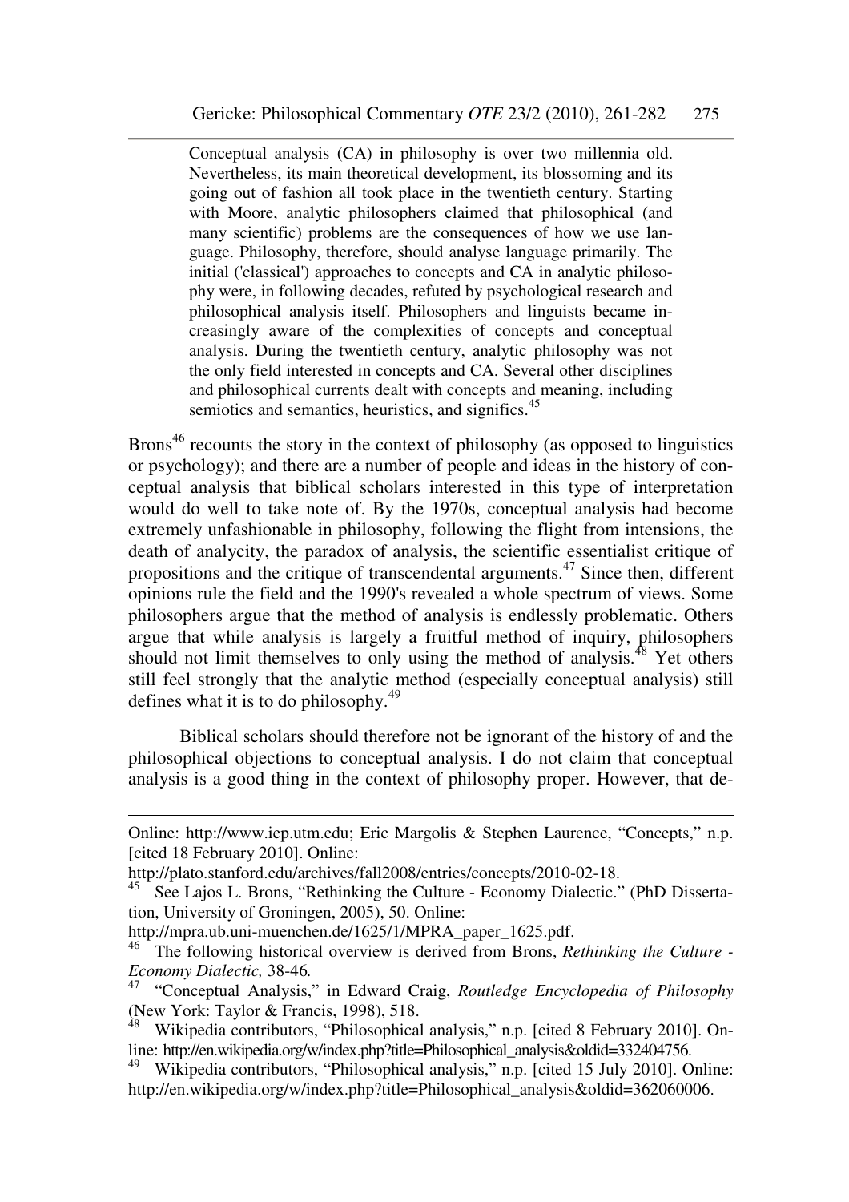> Conceptual analysis (CA) in philosophy is over two millennia old. Nevertheless, its main theoretical development, its blossoming and its going out of fashion all took place in the twentieth century. Starting with Moore, analytic philosophers claimed that philosophical (and many scientific) problems are the consequences of how we use language. Philosophy, therefore, should analyse language primarily. The initial ('classical') approaches to concepts and CA in analytic philosophy were, in following decades, refuted by psychological research and philosophical analysis itself. Philosophers and linguists became increasingly aware of the complexities of concepts and conceptual analysis. During the twentieth century, analytic philosophy was not the only field interested in concepts and CA. Several other disciplines and philosophical currents dealt with concepts and meaning, including semiotics and semantics, heuristics, and significs.[45]

Brons[46] recounts the story in the context of philosophy (as opposed to linguistics or psychology); and there are a number of people and ideas in the history of conceptual analysis that biblical scholars interested in this type of interpretation would do well to take note of. By the 1970s, conceptual analysis had become extremely unfashionable in philosophy, following the flight from intensions, the death of analycity, the paradox of analysis, the scientific essentialist critique of propositions and the critique of transcendental arguments.[47] Since then, different opinions rule the field and the 1990's revealed a whole spectrum of views. Some philosophers argue that the method of analysis is endlessly problematic. Others argue that while analysis is largely a fruitful method of inquiry, philosophers should not limit themselves to only using the method of analysis.[48] Yet others still feel strongly that the analytic method (especially conceptual analysis) still defines what it is to do philosophy.[49]

Biblical scholars should therefore not be ignorant of the history of and the philosophical objections to conceptual analysis. I do not claim that conceptual analysis is a good thing in the context of philosophy proper. However, that de-

---

Online: http://www.iep.utm.edu; Eric Margolis & Stephen Laurence, "Concepts," n.p. [cited 18 February 2010]. Online: http://plato.stanford.edu/archives/fall2008/entries/concepts/2010-02-18.

[45] See Lajos L. Brons, "Rethinking the Culture - Economy Dialectic." (PhD Dissertation, University of Groningen, 2005), 50. Online: http://mpra.ub.uni-muenchen.de/1625/1/MPRA_paper_1625.pdf.

[46] The following historical overview is derived from Brons, *Rethinking the Culture - Economy Dialectic,* 38-46.

[47] "Conceptual Analysis," in Edward Craig, *Routledge Encyclopedia of Philosophy* (New York: Taylor & Francis, 1998), 518.

[48] Wikipedia contributors, "Philosophical analysis," n.p. [cited 8 February 2010]. Online: http://en.wikipedia.org/w/index.php?title=Philosophical_analysis&oldid=332404756.

[49] Wikipedia contributors, "Philosophical analysis," n.p. [cited 15 July 2010]. Online: http://en.wikipedia.org/w/index.php?title=Philosophical_analysis&oldid=362060006.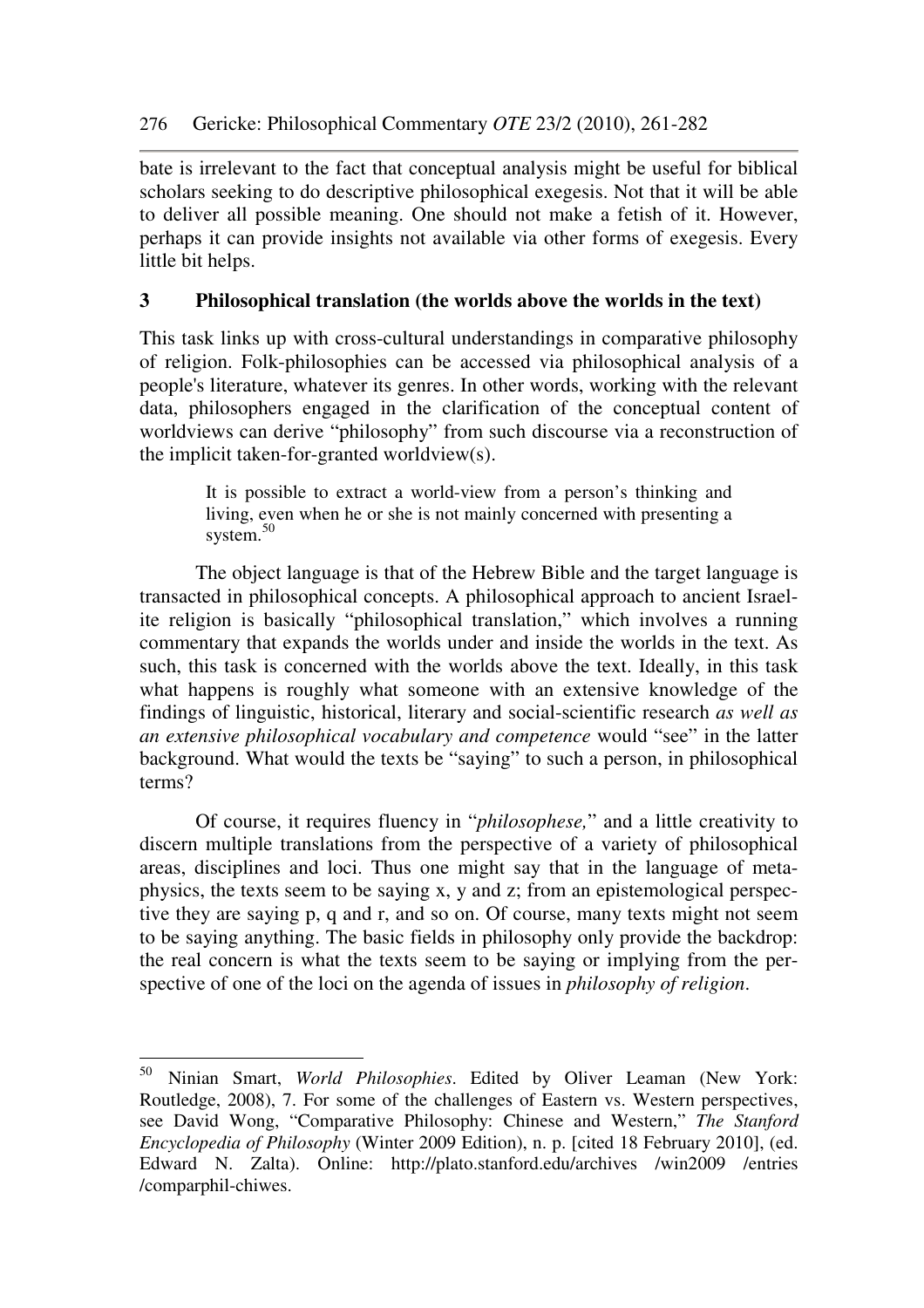bate is irrelevant to the fact that conceptual analysis might be useful for biblical scholars seeking to do descriptive philosophical exegesis. Not that it will be able to deliver all possible meaning. One should not make a fetish of it. However, perhaps it can provide insights not available via other forms of exegesis. Every little bit helps.

## 3 Philosophical translation (the worlds above the worlds in the text)

This task links up with cross-cultural understandings in comparative philosophy of religion. Folk-philosophies can be accessed via philosophical analysis of a people's literature, whatever its genres. In other words, working with the relevant data, philosophers engaged in the clarification of the conceptual content of worldviews can derive "philosophy" from such discourse via a reconstruction of the implicit taken-for-granted worldview(s).

> It is possible to extract a world-view from a person's thinking and living, even when he or she is not mainly concerned with presenting a system.[50]

The object language is that of the Hebrew Bible and the target language is transacted in philosophical concepts. A philosophical approach to ancient Israelite religion is basically "philosophical translation," which involves a running commentary that expands the worlds under and inside the worlds in the text. As such, this task is concerned with the worlds above the text. Ideally, in this task what happens is roughly what someone with an extensive knowledge of the findings of linguistic, historical, literary and social-scientific research *as well as an extensive philosophical vocabulary and competence* would "see" in the latter background. What would the texts be "saying" to such a person, in philosophical terms?

Of course, it requires fluency in "*philosophese,*" and a little creativity to discern multiple translations from the perspective of a variety of philosophical areas, disciplines and loci. Thus one might say that in the language of metaphysics, the texts seem to be saying x, y and z; from an epistemological perspective they are saying p, q and r, and so on. Of course, many texts might not seem to be saying anything. The basic fields in philosophy only provide the backdrop: the real concern is what the texts seem to be saying or implying from the perspective of one of the loci on the agenda of issues in *philosophy of religion*.

---

[50] Ninian Smart, *World Philosophies*. Edited by Oliver Leaman (New York: Routledge, 2008), 7. For some of the challenges of Eastern vs. Western perspectives, see David Wong, "Comparative Philosophy: Chinese and Western," *The Stanford Encyclopedia of Philosophy* (Winter 2009 Edition), n. p. [cited 18 February 2010], (ed. Edward N. Zalta). Online: http://plato.stanford.edu/archives /win2009 /entries /comparphil-chiwes.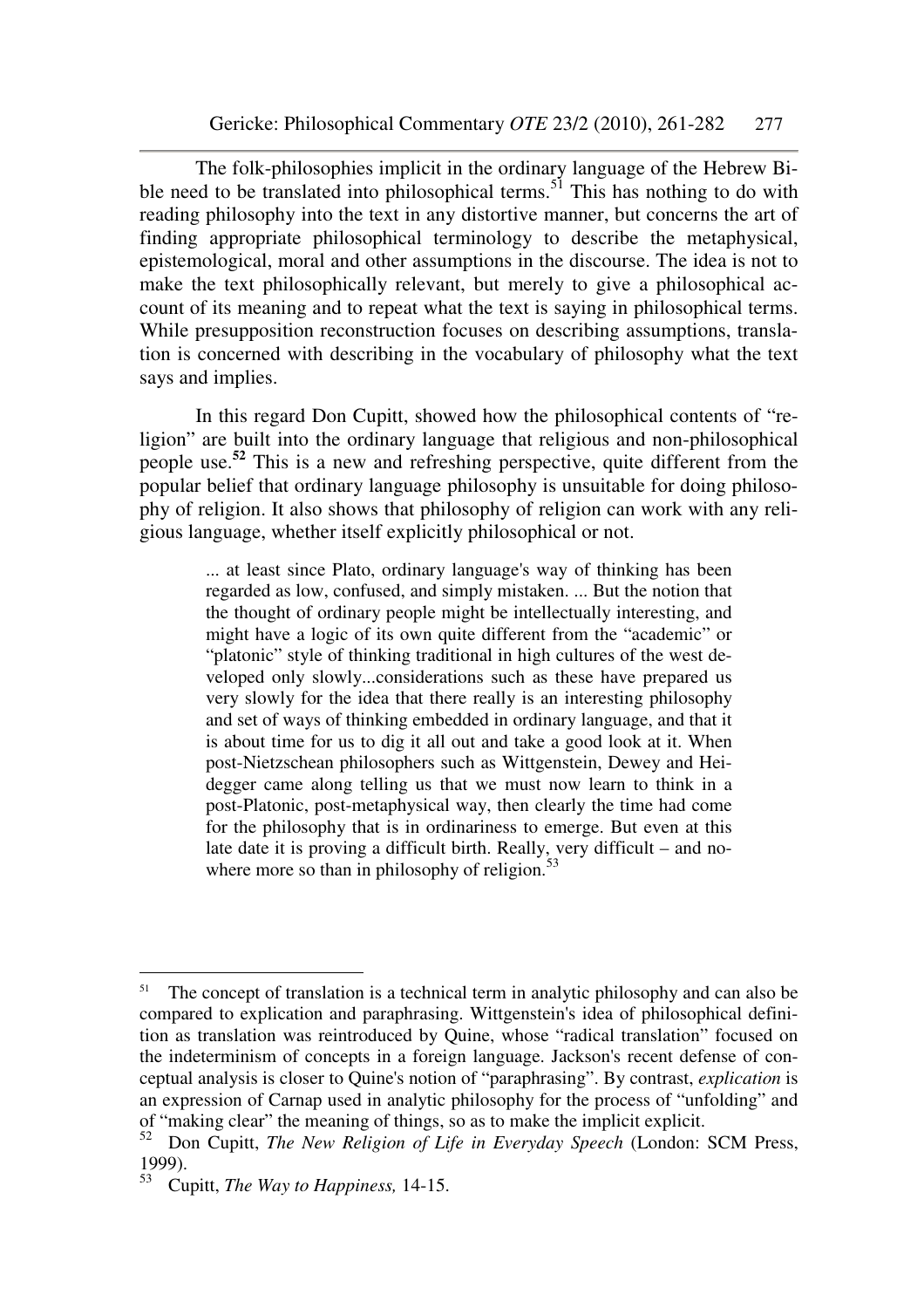The folk-philosophies implicit in the ordinary language of the Hebrew Bible need to be translated into philosophical terms.[51] This has nothing to do with reading philosophy into the text in any distortive manner, but concerns the art of finding appropriate philosophical terminology to describe the metaphysical, epistemological, moral and other assumptions in the discourse. The idea is not to make the text philosophically relevant, but merely to give a philosophical account of its meaning and to repeat what the text is saying in philosophical terms. While presupposition reconstruction focuses on describing assumptions, translation is concerned with describing in the vocabulary of philosophy what the text says and implies.

In this regard Don Cupitt, showed how the philosophical contents of "religion" are built into the ordinary language that religious and non-philosophical people use.[52] This is a new and refreshing perspective, quite different from the popular belief that ordinary language philosophy is unsuitable for doing philosophy of religion. It also shows that philosophy of religion can work with any religious language, whether itself explicitly philosophical or not.

> ... at least since Plato, ordinary language's way of thinking has been regarded as low, confused, and simply mistaken. ... But the notion that the thought of ordinary people might be intellectually interesting, and might have a logic of its own quite different from the "academic" or "platonic" style of thinking traditional in high cultures of the west developed only slowly...considerations such as these have prepared us very slowly for the idea that there really is an interesting philosophy and set of ways of thinking embedded in ordinary language, and that it is about time for us to dig it all out and take a good look at it. When post-Nietzschean philosophers such as Wittgenstein, Dewey and Heidegger came along telling us that we must now learn to think in a post-Platonic, post-metaphysical way, then clearly the time had come for the philosophy that is in ordinariness to emerge. But even at this late date it is proving a difficult birth. Really, very difficult – and nowhere more so than in philosophy of religion.[53]

---

[51] The concept of translation is a technical term in analytic philosophy and can also be compared to explication and paraphrasing. Wittgenstein's idea of philosophical definition as translation was reintroduced by Quine, whose "radical translation" focused on the indeterminism of concepts in a foreign language. Jackson's recent defense of conceptual analysis is closer to Quine's notion of "paraphrasing". By contrast, *explication* is an expression of Carnap used in analytic philosophy for the process of "unfolding" and of "making clear" the meaning of things, so as to make the implicit explicit.

[52] Don Cupitt, *The New Religion of Life in Everyday Speech* (London: SCM Press, 1999).

[53] Cupitt, *The Way to Happiness,* 14-15.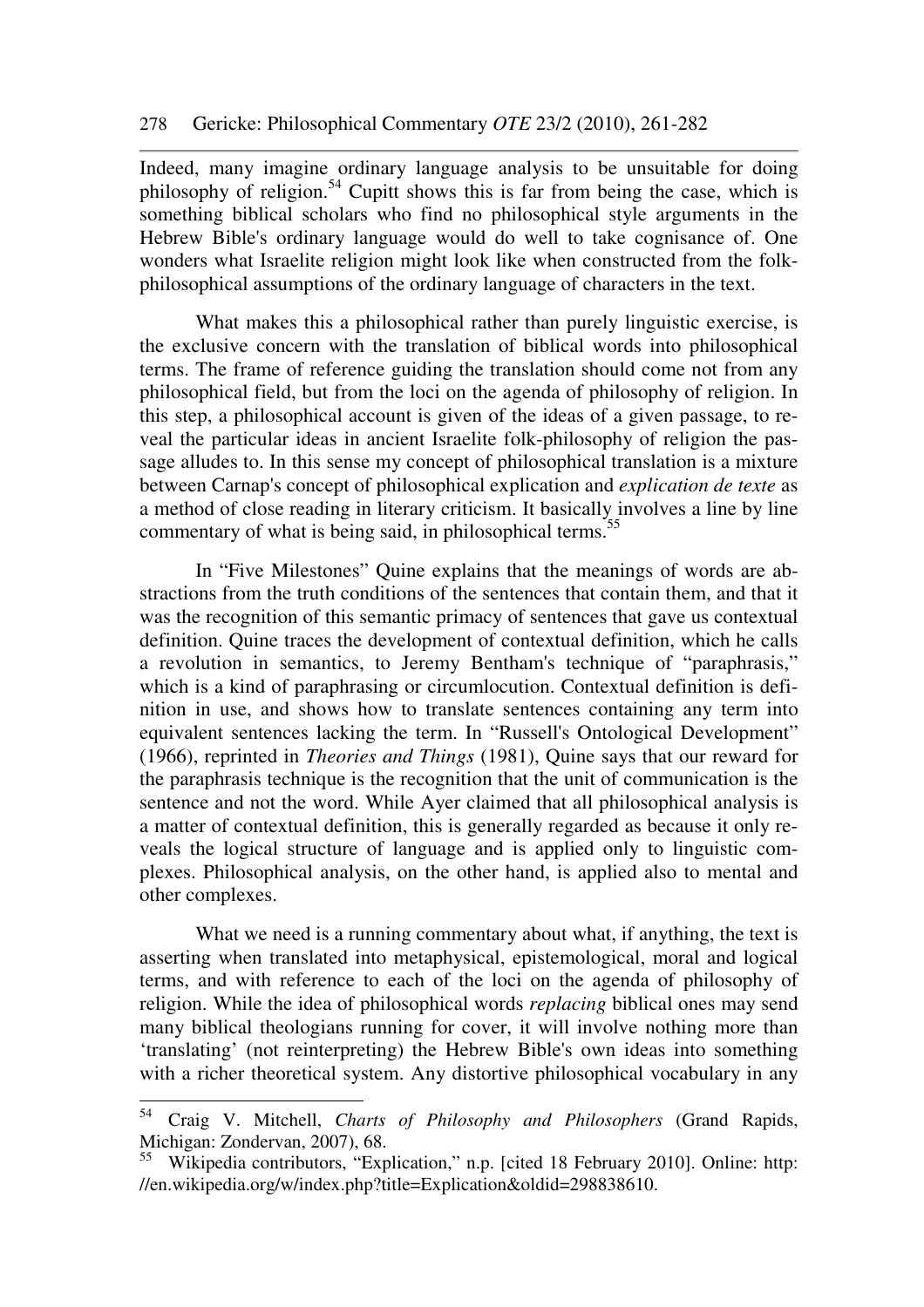Indeed, many imagine ordinary language analysis to be unsuitable for doing philosophy of religion.[54] Cupitt shows this is far from being the case, which is something biblical scholars who find no philosophical style arguments in the Hebrew Bible's ordinary language would do well to take cognisance of. One wonders what Israelite religion might look like when constructed from the folk-philosophical assumptions of the ordinary language of characters in the text.

What makes this a philosophical rather than purely linguistic exercise, is the exclusive concern with the translation of biblical words into philosophical terms. The frame of reference guiding the translation should come not from any philosophical field, but from the loci on the agenda of philosophy of religion. In this step, a philosophical account is given of the ideas of a given passage, to reveal the particular ideas in ancient Israelite folk-philosophy of religion the passage alludes to. In this sense my concept of philosophical translation is a mixture between Carnap's concept of philosophical explication and *explication de texte* as a method of close reading in literary criticism. It basically involves a line by line commentary of what is being said, in philosophical terms.[55]

In "Five Milestones" Quine explains that the meanings of words are abstractions from the truth conditions of the sentences that contain them, and that it was the recognition of this semantic primacy of sentences that gave us contextual definition. Quine traces the development of contextual definition, which he calls a revolution in semantics, to Jeremy Bentham's technique of "paraphrasis," which is a kind of paraphrasing or circumlocution. Contextual definition is definition in use, and shows how to translate sentences containing any term into equivalent sentences lacking the term. In "Russell's Ontological Development" (1966), reprinted in *Theories and Things* (1981), Quine says that our reward for the paraphrasis technique is the recognition that the unit of communication is the sentence and not the word. While Ayer claimed that all philosophical analysis is a matter of contextual definition, this is generally regarded as because it only reveals the logical structure of language and is applied only to linguistic complexes. Philosophical analysis, on the other hand, is applied also to mental and other complexes.

What we need is a running commentary about what, if anything, the text is asserting when translated into metaphysical, epistemological, moral and logical terms, and with reference to each of the loci on the agenda of philosophy of religion. While the idea of philosophical words *replacing* biblical ones may send many biblical theologians running for cover, it will involve nothing more than 'translating' (not reinterpreting) the Hebrew Bible's own ideas into something with a richer theoretical system. Any distortive philosophical vocabulary in any

---

[54] Craig V. Mitchell, *Charts of Philosophy and Philosophers* (Grand Rapids, Michigan: Zondervan, 2007), 68.

[55] Wikipedia contributors, "Explication," n.p. [cited 18 February 2010]. Online: http://en.wikipedia.org/w/index.php?title=Explication&oldid=298838610.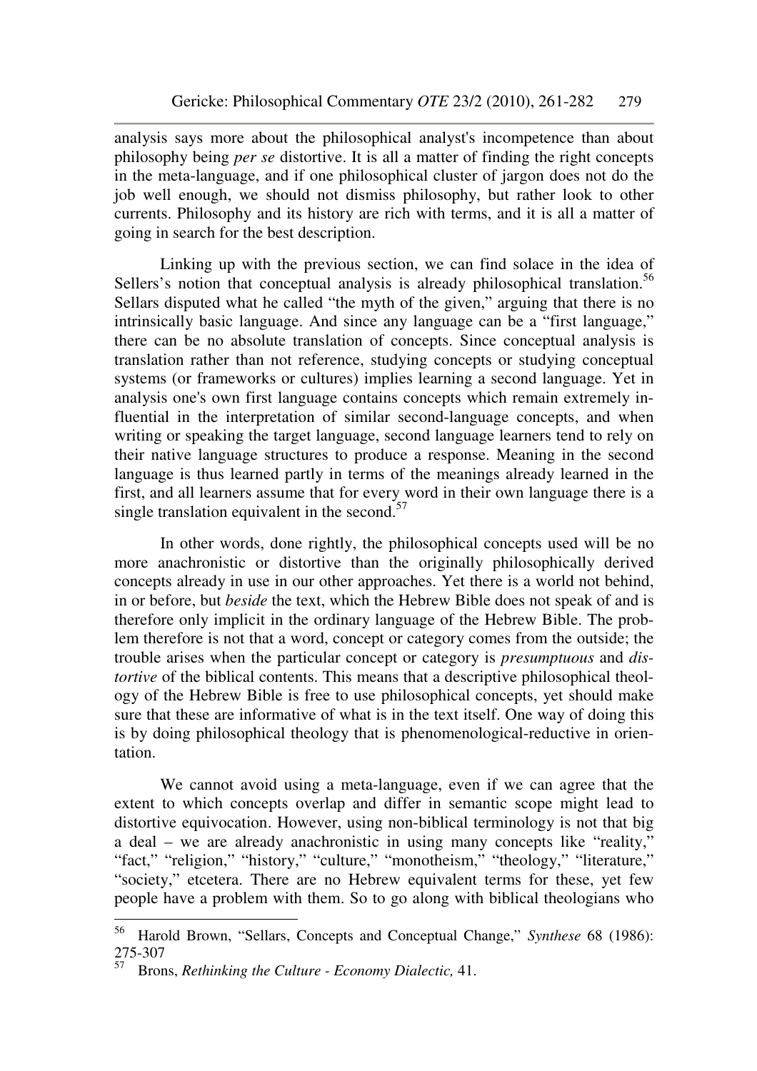analysis says more about the philosophical analyst's incompetence than about philosophy being *per se* distortive. It is all a matter of finding the right concepts in the meta-language, and if one philosophical cluster of jargon does not do the job well enough, we should not dismiss philosophy, but rather look to other currents. Philosophy and its history are rich with terms, and it is all a matter of going in search for the best description.

Linking up with the previous section, we can find solace in the idea of Sellers's notion that conceptual analysis is already philosophical translation.[56] Sellars disputed what he called "the myth of the given," arguing that there is no intrinsically basic language. And since any language can be a "first language," there can be no absolute translation of concepts. Since conceptual analysis is translation rather than not reference, studying concepts or studying conceptual systems (or frameworks or cultures) implies learning a second language. Yet in analysis one's own first language contains concepts which remain extremely influential in the interpretation of similar second-language concepts, and when writing or speaking the target language, second language learners tend to rely on their native language structures to produce a response. Meaning in the second language is thus learned partly in terms of the meanings already learned in the first, and all learners assume that for every word in their own language there is a single translation equivalent in the second.[57]

In other words, done rightly, the philosophical concepts used will be no more anachronistic or distortive than the originally philosophically derived concepts already in use in our other approaches. Yet there is a world not behind, in or before, but *beside* the text, which the Hebrew Bible does not speak of and is therefore only implicit in the ordinary language of the Hebrew Bible. The problem therefore is not that a word, concept or category comes from the outside; the trouble arises when the particular concept or category is *presumptuous* and *distortive* of the biblical contents. This means that a descriptive philosophical theology of the Hebrew Bible is free to use philosophical concepts, yet should make sure that these are informative of what is in the text itself. One way of doing this is by doing philosophical theology that is phenomenological-reductive in orientation.

We cannot avoid using a meta-language, even if we can agree that the extent to which concepts overlap and differ in semantic scope might lead to distortive equivocation. However, using non-biblical terminology is not that big a deal – we are already anachronistic in using many concepts like "reality," "fact," "religion," "history," "culture," "monotheism," "theology," "literature," "society," etcetera. There are no Hebrew equivalent terms for these, yet few people have a problem with them. So to go along with biblical theologians who

---

[56] Harold Brown, "Sellars, Concepts and Conceptual Change," *Synthese* 68 (1986): 275-307

[57] Brons, *Rethinking the Culture - Economy Dialectic,* 41.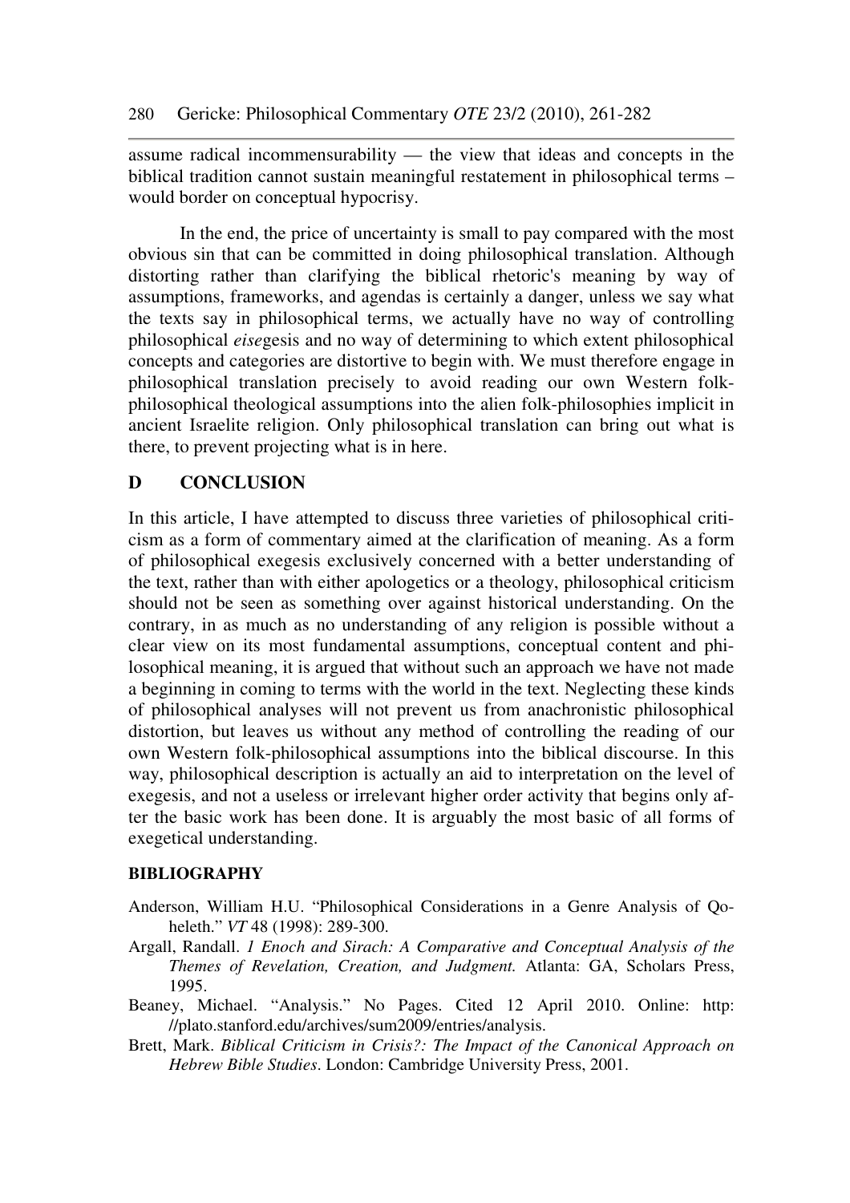assume radical incommensurability — the view that ideas and concepts in the biblical tradition cannot sustain meaningful restatement in philosophical terms – would border on conceptual hypocrisy.

In the end, the price of uncertainty is small to pay compared with the most obvious sin that can be committed in doing philosophical translation. Although distorting rather than clarifying the biblical rhetoric's meaning by way of assumptions, frameworks, and agendas is certainly a danger, unless we say what the texts say in philosophical terms, we actually have no way of controlling philosophical *eise*gesis and no way of determining to which extent philosophical concepts and categories are distortive to begin with. We must therefore engage in philosophical translation precisely to avoid reading our own Western folk-philosophical theological assumptions into the alien folk-philosophies implicit in ancient Israelite religion. Only philosophical translation can bring out what is there, to prevent projecting what is in here.

## D CONCLUSION

In this article, I have attempted to discuss three varieties of philosophical criticism as a form of commentary aimed at the clarification of meaning. As a form of philosophical exegesis exclusively concerned with a better understanding of the text, rather than with either apologetics or a theology, philosophical criticism should not be seen as something over against historical understanding. On the contrary, in as much as no understanding of any religion is possible without a clear view on its most fundamental assumptions, conceptual content and philosophical meaning, it is argued that without such an approach we have not made a beginning in coming to terms with the world in the text. Neglecting these kinds of philosophical analyses will not prevent us from anachronistic philosophical distortion, but leaves us without any method of controlling the reading of our own Western folk-philosophical assumptions into the biblical discourse. In this way, philosophical description is actually an aid to interpretation on the level of exegesis, and not a useless or irrelevant higher order activity that begins only after the basic work has been done. It is arguably the most basic of all forms of exegetical understanding.

## BIBLIOGRAPHY

Anderson, William H.U. "Philosophical Considerations in a Genre Analysis of Qoheleth." *VT* 48 (1998): 289-300.

Argall, Randall. *1 Enoch and Sirach: A Comparative and Conceptual Analysis of the Themes of Revelation, Creation, and Judgment.* Atlanta: GA, Scholars Press, 1995.

Beaney, Michael. "Analysis." No Pages. Cited 12 April 2010. Online: http://plato.stanford.edu/archives/sum2009/entries/analysis.

Brett, Mark. *Biblical Criticism in Crisis?: The Impact of the Canonical Approach on Hebrew Bible Studies*. London: Cambridge University Press, 2001.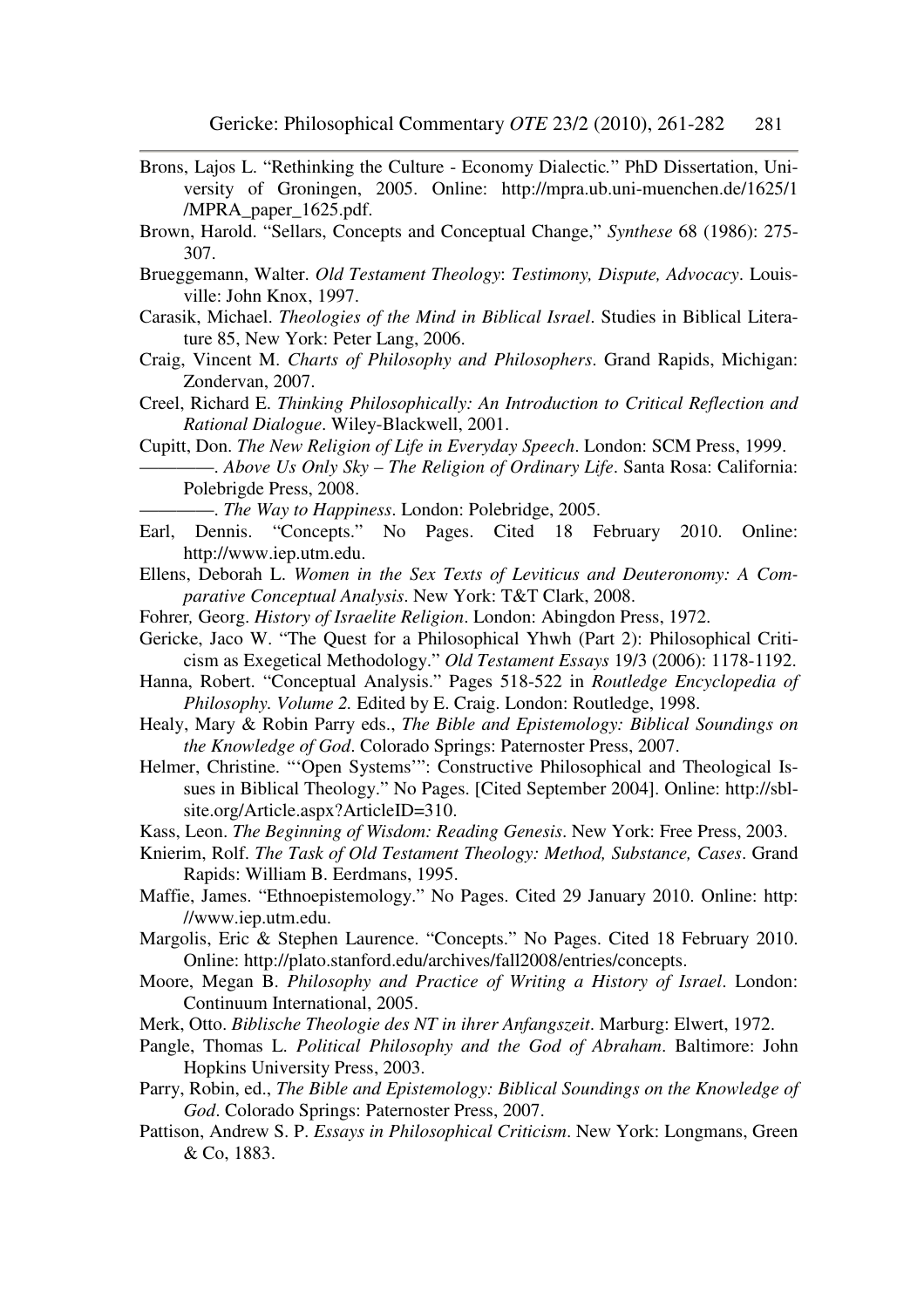Brons, Lajos L. "Rethinking the Culture - Economy Dialectic." PhD Dissertation, University of Groningen, 2005. Online: http://mpra.ub.uni-muenchen.de/1625/1/MPRA_paper_1625.pdf.

Brown, Harold. "Sellars, Concepts and Conceptual Change," *Synthese* 68 (1986): 275-307.

Brueggemann, Walter. *Old Testament Theology*: *Testimony, Dispute, Advocacy*. Louisville: John Knox, 1997.

Carasik, Michael. *Theologies of the Mind in Biblical Israel*. Studies in Biblical Literature 85, New York: Peter Lang, 2006.

Craig, Vincent M. *Charts of Philosophy and Philosophers*. Grand Rapids, Michigan: Zondervan, 2007.

Creel, Richard E. *Thinking Philosophically: An Introduction to Critical Reflection and Rational Dialogue*. Wiley-Blackwell, 2001.

Cupitt, Don. *The New Religion of Life in Everyday Speech*. London: SCM Press, 1999.

————. *Above Us Only Sky – The Religion of Ordinary Life*. Santa Rosa: California: Polebrigde Press, 2008.

————. *The Way to Happiness*. London: Polebridge, 2005.

Earl, Dennis. "Concepts." No Pages. Cited 18 February 2010. Online: http://www.iep.utm.edu.

Ellens, Deborah L. *Women in the Sex Texts of Leviticus and Deuteronomy: A Comparative Conceptual Analysis*. New York: T&T Clark, 2008.

Fohrer, Georg. *History of Israelite Religion*. London: Abingdon Press, 1972.

Gericke, Jaco W. "The Quest for a Philosophical Yhwh (Part 2): Philosophical Criticism as Exegetical Methodology." *Old Testament Essays* 19/3 (2006): 1178-1192.

Hanna, Robert. "Conceptual Analysis." Pages 518-522 in *Routledge Encyclopedia of Philosophy. Volume 2.* Edited by E. Craig. London: Routledge, 1998.

Healy, Mary & Robin Parry eds., *The Bible and Epistemology: Biblical Soundings on the Knowledge of God*. Colorado Springs: Paternoster Press, 2007.

Helmer, Christine. "'Open Systems'": Constructive Philosophical and Theological Issues in Biblical Theology." No Pages. [Cited September 2004]. Online: http://sbl-site.org/Article.aspx?ArticleID=310.

Kass, Leon. *The Beginning of Wisdom: Reading Genesis*. New York: Free Press, 2003.

Knierim, Rolf. *The Task of Old Testament Theology: Method, Substance, Cases*. Grand Rapids: William B. Eerdmans, 1995.

Maffie, James. "Ethnoepistemology." No Pages. Cited 29 January 2010. Online: http://www.iep.utm.edu.

Margolis, Eric & Stephen Laurence. "Concepts." No Pages. Cited 18 February 2010. Online: http://plato.stanford.edu/archives/fall2008/entries/concepts.

Moore, Megan B. *Philosophy and Practice of Writing a History of Israel*. London: Continuum International, 2005.

Merk, Otto. *Biblische Theologie des NT in ihrer Anfangszeit*. Marburg: Elwert, 1972.

Pangle, Thomas L. *Political Philosophy and the God of Abraham*. Baltimore: John Hopkins University Press, 2003.

Parry, Robin, ed., *The Bible and Epistemology: Biblical Soundings on the Knowledge of God*. Colorado Springs: Paternoster Press, 2007.

Pattison, Andrew S. P. *Essays in Philosophical Criticism*. New York: Longmans, Green & Co, 1883.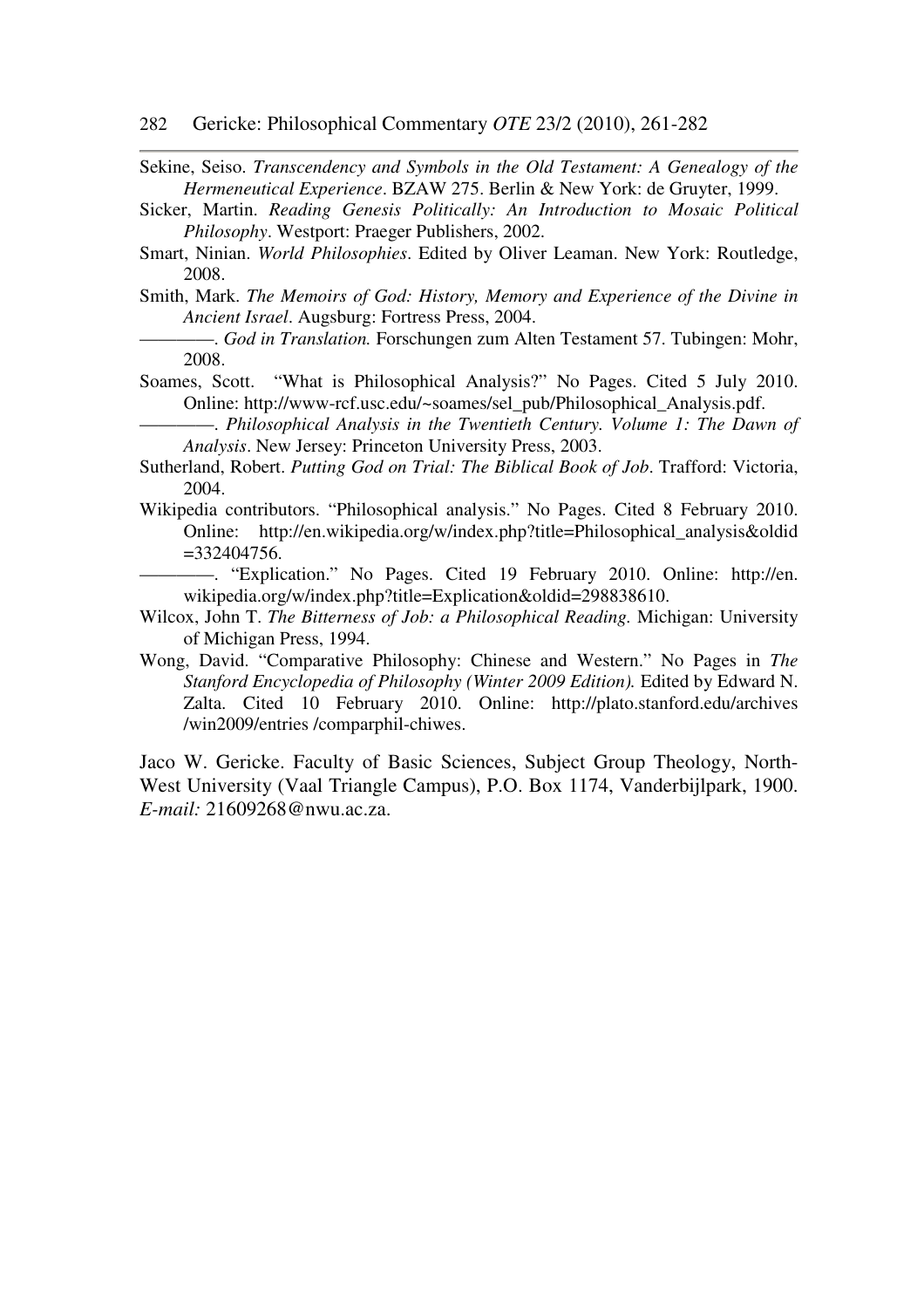Sekine, Seiso. *Transcendency and Symbols in the Old Testament: A Genealogy of the Hermeneutical Experience*. BZAW 275. Berlin & New York: de Gruyter, 1999.

Sicker, Martin. *Reading Genesis Politically: An Introduction to Mosaic Political Philosophy*. Westport: Praeger Publishers, 2002.

Smart, Ninian. *World Philosophies*. Edited by Oliver Leaman. New York: Routledge, 2008.

Smith, Mark. *The Memoirs of God: History, Memory and Experience of the Divine in Ancient Israel*. Augsburg: Fortress Press, 2004.

————. *God in Translation.* Forschungen zum Alten Testament 57. Tubingen: Mohr, 2008.

Soames, Scott. "What is Philosophical Analysis?" No Pages. Cited 5 July 2010. Online: http://www-rcf.usc.edu/~soames/sel_pub/Philosophical_Analysis.pdf.

————. *Philosophical Analysis in the Twentieth Century. Volume 1: The Dawn of Analysis*. New Jersey: Princeton University Press, 2003.

Sutherland, Robert. *Putting God on Trial: The Biblical Book of Job*. Trafford: Victoria, 2004.

Wikipedia contributors. "Philosophical analysis." No Pages. Cited 8 February 2010. Online: http://en.wikipedia.org/w/index.php?title=Philosophical_analysis&oldid=332404756.

————. "Explication." No Pages. Cited 19 February 2010. Online: http://en.wikipedia.org/w/index.php?title=Explication&oldid=298838610.

Wilcox, John T. *The Bitterness of Job: a Philosophical Reading.* Michigan: University of Michigan Press, 1994.

Wong, David. "Comparative Philosophy: Chinese and Western." No Pages in *The Stanford Encyclopedia of Philosophy (Winter 2009 Edition).* Edited by Edward N. Zalta. Cited 10 February 2010. Online: http://plato.stanford.edu/archives/win2009/entries /comparphil-chiwes.

Jaco W. Gericke. Faculty of Basic Sciences, Subject Group Theology, North-West University (Vaal Triangle Campus), P.O. Box 1174, Vanderbijlpark, 1900. *E-mail:* 21609268@nwu.ac.za.